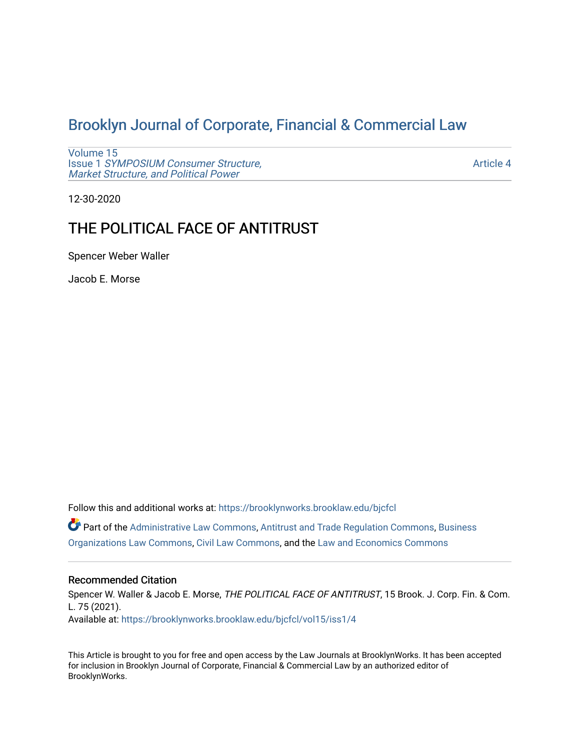# Brooklyn Journal of Corporate, Financial & Commercial Law

Volume 15
Issue 1 *SYMPOSIUM Consumer Structure, Market Structure, and Political Power*

Article 4

12-30-2020

## THE POLITICAL FACE OF ANTITRUST

Spencer Weber Waller

Jacob E. Morse

Follow this and additional works at: https://brooklynworks.brooklaw.edu/bjcfcl

Part of the Administrative Law Commons, Antitrust and Trade Regulation Commons, Business Organizations Law Commons, Civil Law Commons, and the Law and Economics Commons

### Recommended Citation

Spencer W. Waller & Jacob E. Morse, *THE POLITICAL FACE OF ANTITRUST*, 15 Brook. J. Corp. Fin. & Com. L. 75 (2021).
Available at: https://brooklynworks.brooklaw.edu/bjcfcl/vol15/iss1/4

This Article is brought to you for free and open access by the Law Journals at BrooklynWorks. It has been accepted for inclusion in Brooklyn Journal of Corporate, Financial & Commercial Law by an authorized editor of BrooklynWorks.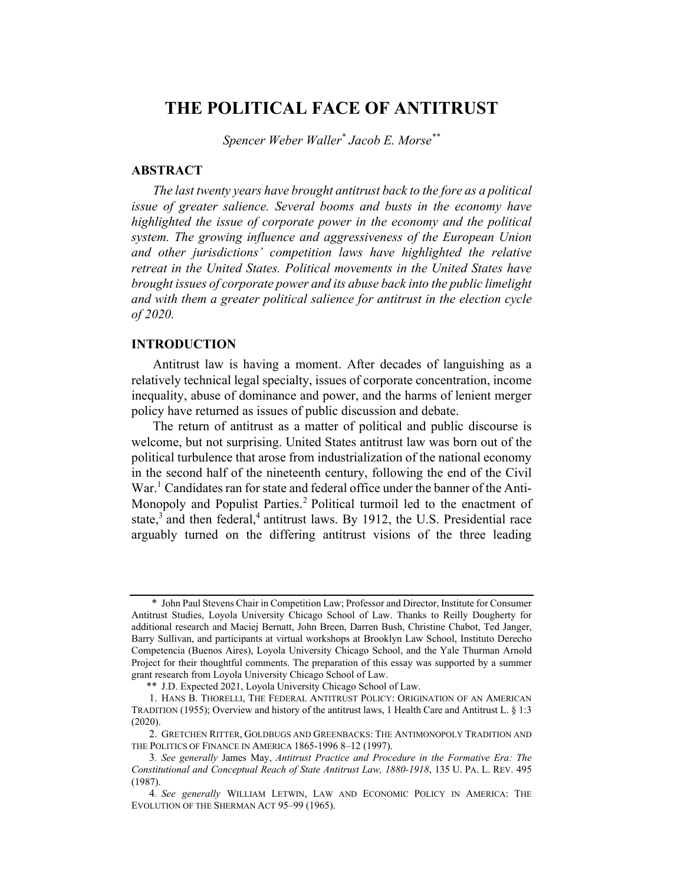# THE POLITICAL FACE OF ANTITRUST

*Spencer Weber Waller*[*] *Jacob E. Morse*[**]

## ABSTRACT

*The last twenty years have brought antitrust back to the fore as a political issue of greater salience. Several booms and busts in the economy have highlighted the issue of corporate power in the economy and the political system. The growing influence and aggressiveness of the European Union and other jurisdictions' competition laws have highlighted the relative retreat in the United States. Political movements in the United States have brought issues of corporate power and its abuse back into the public limelight and with them a greater political salience for antitrust in the election cycle of 2020.*

## INTRODUCTION

Antitrust law is having a moment. After decades of languishing as a relatively technical legal specialty, issues of corporate concentration, income inequality, abuse of dominance and power, and the harms of lenient merger policy have returned as issues of public discussion and debate.

The return of antitrust as a matter of political and public discourse is welcome, but not surprising. United States antitrust law was born out of the political turbulence that arose from industrialization of the national economy in the second half of the nineteenth century, following the end of the Civil War.[1] Candidates ran for state and federal office under the banner of the Anti-Monopoly and Populist Parties.[2] Political turmoil led to the enactment of state,[3] and then federal,[4] antitrust laws. By 1912, the U.S. Presidential race arguably turned on the differing antitrust visions of the three leading

---

\* John Paul Stevens Chair in Competition Law; Professor and Director, Institute for Consumer Antitrust Studies, Loyola University Chicago School of Law. Thanks to Reilly Dougherty for additional research and Maciej Bernatt, John Breen, Darren Bush, Christine Chabot, Ted Janger, Barry Sullivan, and participants at virtual workshops at Brooklyn Law School, Instituto Derecho Competencia (Buenos Aires), Loyola University Chicago School, and the Yale Thurman Arnold Project for their thoughtful comments. The preparation of this essay was supported by a summer grant research from Loyola University Chicago School of Law.

\*\* J.D. Expected 2021, Loyola University Chicago School of Law.

1. HANS B. THORELLI, THE FEDERAL ANTITRUST POLICY: ORIGINATION OF AN AMERICAN TRADITION (1955); Overview and history of the antitrust laws, 1 Health Care and Antitrust L. § 1:3 (2020).

2. GRETCHEN RITTER, GOLDBUGS AND GREENBACKS: THE ANTIMONOPOLY TRADITION AND THE POLITICS OF FINANCE IN AMERICA 1865-1996 8–12 (1997).

3. *See generally* James May, *Antitrust Practice and Procedure in the Formative Era: The Constitutional and Conceptual Reach of State Antitrust Law, 1880-1918*, 135 U. PA. L. REV. 495 (1987).

4. *See generally* WILLIAM LETWIN, LAW AND ECONOMIC POLICY IN AMERICA: THE EVOLUTION OF THE SHERMAN ACT 95–99 (1965).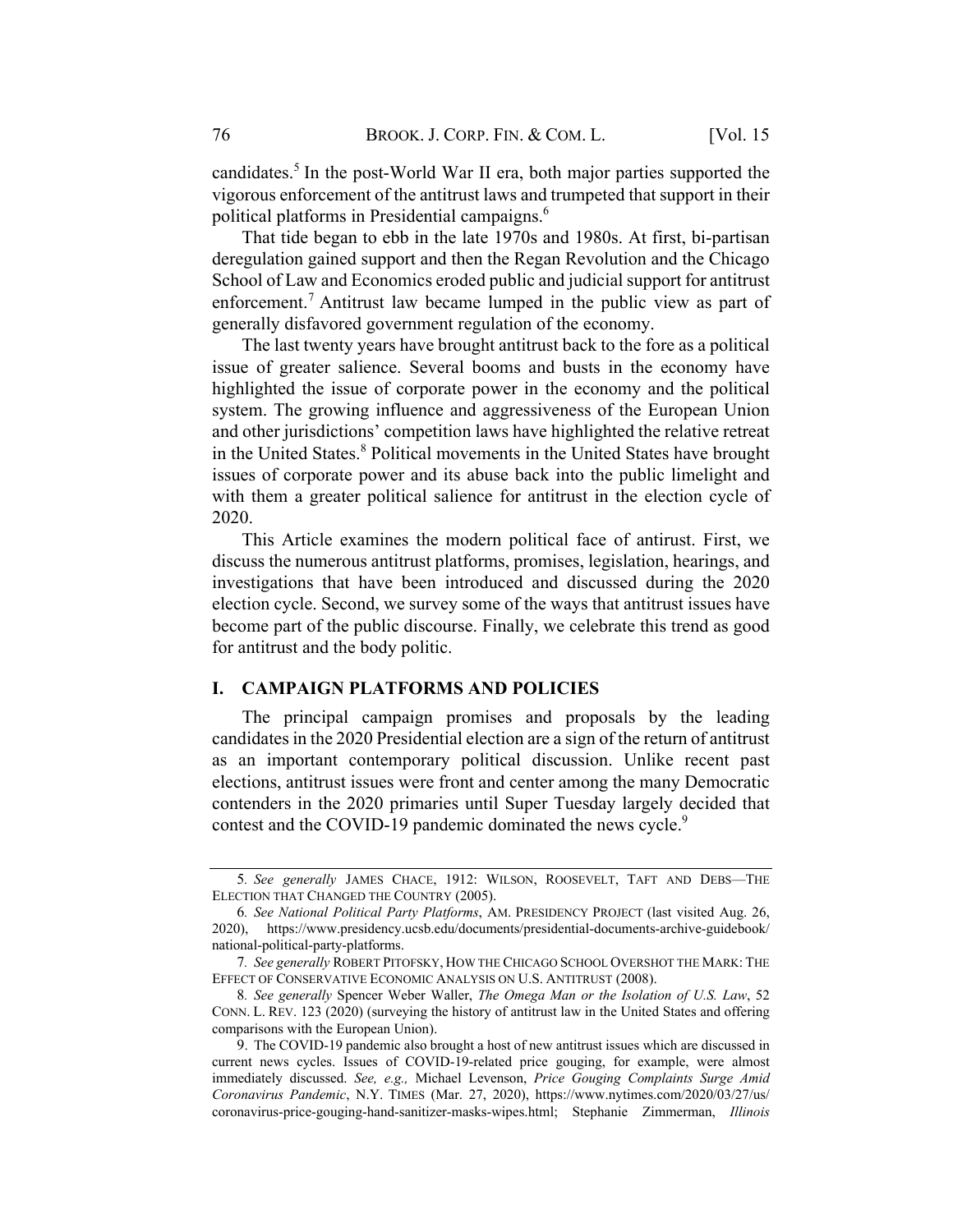candidates.[5] In the post-World War II era, both major parties supported the vigorous enforcement of the antitrust laws and trumpeted that support in their political platforms in Presidential campaigns.[6]

That tide began to ebb in the late 1970s and 1980s. At first, bi-partisan deregulation gained support and then the Regan Revolution and the Chicago School of Law and Economics eroded public and judicial support for antitrust enforcement.[7] Antitrust law became lumped in the public view as part of generally disfavored government regulation of the economy.

The last twenty years have brought antitrust back to the fore as a political issue of greater salience. Several booms and busts in the economy have highlighted the issue of corporate power in the economy and the political system. The growing influence and aggressiveness of the European Union and other jurisdictions' competition laws have highlighted the relative retreat in the United States.[8] Political movements in the United States have brought issues of corporate power and its abuse back into the public limelight and with them a greater political salience for antitrust in the election cycle of 2020.

This Article examines the modern political face of antirust. First, we discuss the numerous antitrust platforms, promises, legislation, hearings, and investigations that have been introduced and discussed during the 2020 election cycle. Second, we survey some of the ways that antitrust issues have become part of the public discourse. Finally, we celebrate this trend as good for antitrust and the body politic.

## I. CAMPAIGN PLATFORMS AND POLICIES

The principal campaign promises and proposals by the leading candidates in the 2020 Presidential election are a sign of the return of antitrust as an important contemporary political discussion. Unlike recent past elections, antitrust issues were front and center among the many Democratic contenders in the 2020 primaries until Super Tuesday largely decided that contest and the COVID-19 pandemic dominated the news cycle.[9]

---

5. *See generally* JAMES CHACE, 1912: WILSON, ROOSEVELT, TAFT AND DEBS—THE ELECTION THAT CHANGED THE COUNTRY (2005).

6. *See National Political Party Platforms*, AM. PRESIDENCY PROJECT (last visited Aug. 26, 2020), https://www.presidency.ucsb.edu/documents/presidential-documents-archive-guidebook/national-political-party-platforms.

7. *See generally* ROBERT PITOFSKY, HOW THE CHICAGO SCHOOL OVERSHOT THE MARK: THE EFFECT OF CONSERVATIVE ECONOMIC ANALYSIS ON U.S. ANTITRUST (2008).

8. *See generally* Spencer Weber Waller, *The Omega Man or the Isolation of U.S. Law*, 52 CONN. L. REV. 123 (2020) (surveying the history of antitrust law in the United States and offering comparisons with the European Union).

9. The COVID-19 pandemic also brought a host of new antitrust issues which are discussed in current news cycles. Issues of COVID-19-related price gouging, for example, were almost immediately discussed. *See, e.g.,* Michael Levenson, *Price Gouging Complaints Surge Amid Coronavirus Pandemic*, N.Y. TIMES (Mar. 27, 2020), https://www.nytimes.com/2020/03/27/us/coronavirus-price-gouging-hand-sanitizer-masks-wipes.html; Stephanie Zimmerman, *Illinois*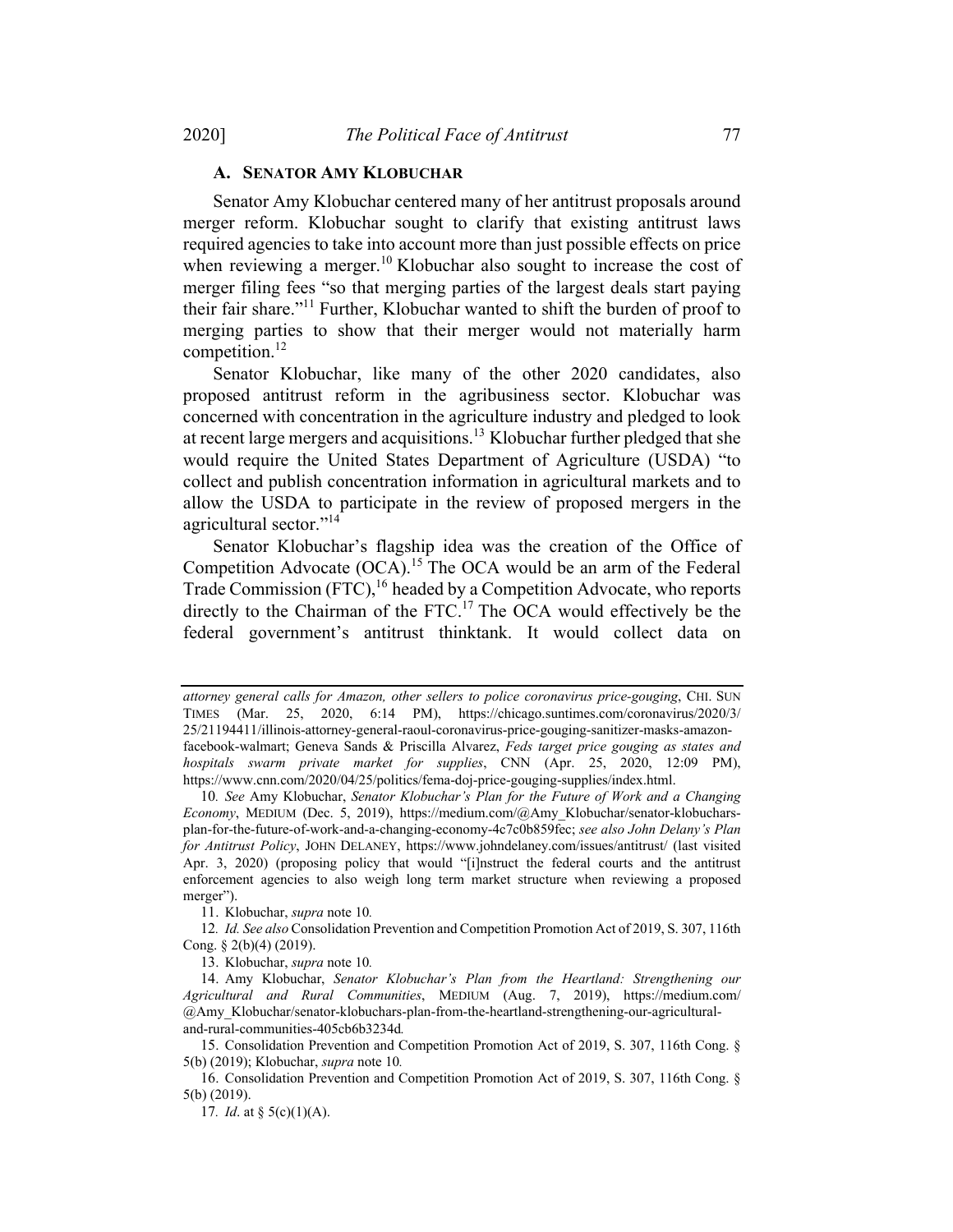### A. Senator Amy Klobuchar

Senator Amy Klobuchar centered many of her antitrust proposals around merger reform. Klobuchar sought to clarify that existing antitrust laws required agencies to take into account more than just possible effects on price when reviewing a merger.[10] Klobuchar also sought to increase the cost of merger filing fees "so that merging parties of the largest deals start paying their fair share."[11] Further, Klobuchar wanted to shift the burden of proof to merging parties to show that their merger would not materially harm competition.[12]

Senator Klobuchar, like many of the other 2020 candidates, also proposed antitrust reform in the agribusiness sector. Klobuchar was concerned with concentration in the agriculture industry and pledged to look at recent large mergers and acquisitions.[13] Klobuchar further pledged that she would require the United States Department of Agriculture (USDA) "to collect and publish concentration information in agricultural markets and to allow the USDA to participate in the review of proposed mergers in the agricultural sector."[14]

Senator Klobuchar's flagship idea was the creation of the Office of Competition Advocate (OCA).[15] The OCA would be an arm of the Federal Trade Commission (FTC),[16] headed by a Competition Advocate, who reports directly to the Chairman of the FTC.[17] The OCA would effectively be the federal government's antitrust thinktank. It would collect data on

---

*attorney general calls for Amazon, other sellers to police coronavirus price-gouging*, CHI. SUN TIMES (Mar. 25, 2020, 6:14 PM), https://chicago.suntimes.com/coronavirus/2020/3/25/21194411/illinois-attorney-general-raoul-coronavirus-price-gouging-sanitizer-masks-amazon-facebook-walmart; Geneva Sands & Priscilla Alvarez, *Feds target price gouging as states and hospitals swarm private market for supplies*, CNN (Apr. 25, 2020, 12:09 PM), https://www.cnn.com/2020/04/25/politics/fema-doj-price-gouging-supplies/index.html.

10. *See* Amy Klobuchar, *Senator Klobuchar's Plan for the Future of Work and a Changing Economy*, MEDIUM (Dec. 5, 2019), https://medium.com/@Amy_Klobuchar/senator-klobuchars-plan-for-the-future-of-work-and-a-changing-economy-4c7c0b859fec; *see also John Delany's Plan for Antitrust Policy*, JOHN DELANEY, https://www.johndelaney.com/issues/antitrust/ (last visited Apr. 3, 2020) (proposing policy that would "[i]nstruct the federal courts and the antitrust enforcement agencies to also weigh long term market structure when reviewing a proposed merger").

11. Klobuchar, *supra* note 10.

12. *Id. See also* Consolidation Prevention and Competition Promotion Act of 2019, S. 307, 116th Cong. § 2(b)(4) (2019).

13. Klobuchar, *supra* note 10.

14. Amy Klobuchar, *Senator Klobuchar's Plan from the Heartland: Strengthening our Agricultural and Rural Communities*, MEDIUM (Aug. 7, 2019), https://medium.com/@Amy_Klobuchar/senator-klobuchars-plan-from-the-heartland-strengthening-our-agricultural-and-rural-communities-405cb6b3234d.

15. Consolidation Prevention and Competition Promotion Act of 2019, S. 307, 116th Cong. § 5(b) (2019); Klobuchar, *supra* note 10.

16. Consolidation Prevention and Competition Promotion Act of 2019, S. 307, 116th Cong. § 5(b) (2019).

17. *Id*. at § 5(c)(1)(A).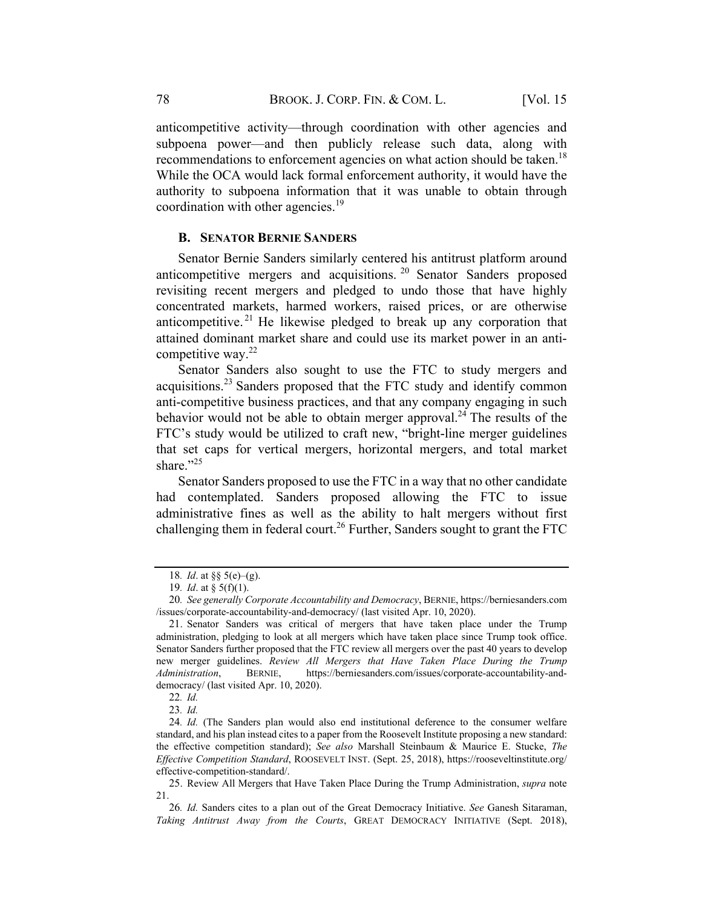anticompetitive activity—through coordination with other agencies and subpoena power—and then publicly release such data, along with recommendations to enforcement agencies on what action should be taken.[18] While the OCA would lack formal enforcement authority, it would have the authority to subpoena information that it was unable to obtain through coordination with other agencies.[19]

### B. Senator Bernie Sanders

Senator Bernie Sanders similarly centered his antitrust platform around anticompetitive mergers and acquisitions.[20] Senator Sanders proposed revisiting recent mergers and pledged to undo those that have highly concentrated markets, harmed workers, raised prices, or are otherwise anticompetitive.[21] He likewise pledged to break up any corporation that attained dominant market share and could use its market power in an anti-competitive way.[22]

Senator Sanders also sought to use the FTC to study mergers and acquisitions.[23] Sanders proposed that the FTC study and identify common anti-competitive business practices, and that any company engaging in such behavior would not be able to obtain merger approval.[24] The results of the FTC's study would be utilized to craft new, "bright-line merger guidelines that set caps for vertical mergers, horizontal mergers, and total market share."[25]

Senator Sanders proposed to use the FTC in a way that no other candidate had contemplated. Sanders proposed allowing the FTC to issue administrative fines as well as the ability to halt mergers without first challenging them in federal court.[26] Further, Sanders sought to grant the FTC

---

18. *Id*. at §§ 5(e)–(g).

19. *Id*. at § 5(f)(1).

20. *See generally Corporate Accountability and Democracy*, BERNIE, https://berniesanders.com/issues/corporate-accountability-and-democracy/ (last visited Apr. 10, 2020).

21. Senator Sanders was critical of mergers that have taken place under the Trump administration, pledging to look at all mergers which have taken place since Trump took office. Senator Sanders further proposed that the FTC review all mergers over the past 40 years to develop new merger guidelines. *Review All Mergers that Have Taken Place During the Trump Administration*, BERNIE, https://berniesanders.com/issues/corporate-accountability-and-democracy/ (last visited Apr. 10, 2020).

22. *Id.*

23. *Id.*

24. *Id.* (The Sanders plan would also end institutional deference to the consumer welfare standard, and his plan instead cites to a paper from the Roosevelt Institute proposing a new standard: the effective competition standard); *See also* Marshall Steinbaum & Maurice E. Stucke, *The Effective Competition Standard*, ROOSEVELT INST. (Sept. 25, 2018), https://rooseveltinstitute.org/effective-competition-standard/.

25. Review All Mergers that Have Taken Place During the Trump Administration, *supra* note 21.

26. *Id.* Sanders cites to a plan out of the Great Democracy Initiative. *See* Ganesh Sitaraman, *Taking Antitrust Away from the Courts*, GREAT DEMOCRACY INITIATIVE (Sept. 2018),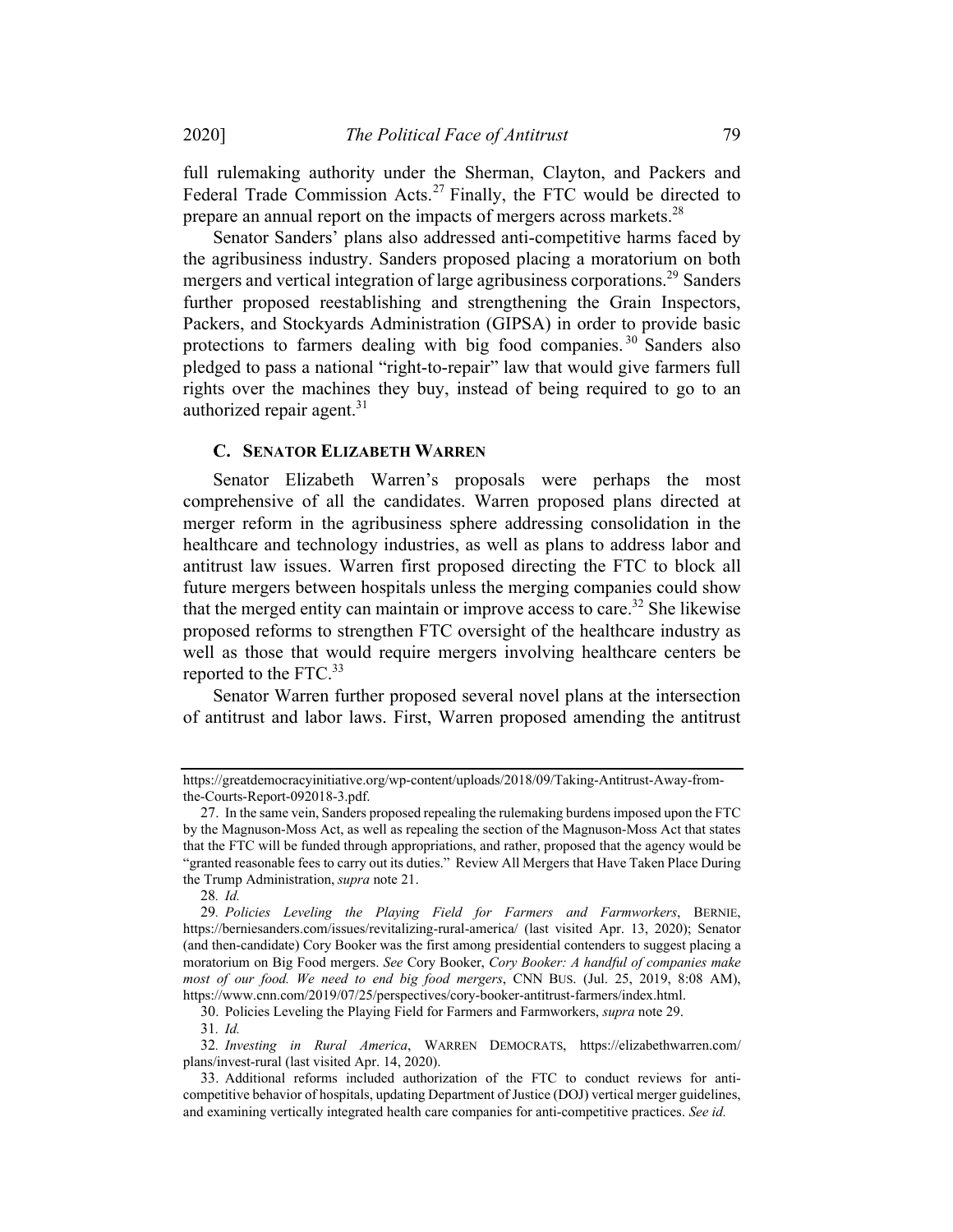full rulemaking authority under the Sherman, Clayton, and Packers and Federal Trade Commission Acts.[27] Finally, the FTC would be directed to prepare an annual report on the impacts of mergers across markets.[28]

Senator Sanders' plans also addressed anti-competitive harms faced by the agribusiness industry. Sanders proposed placing a moratorium on both mergers and vertical integration of large agribusiness corporations.[29] Sanders further proposed reestablishing and strengthening the Grain Inspectors, Packers, and Stockyards Administration (GIPSA) in order to provide basic protections to farmers dealing with big food companies.[30] Sanders also pledged to pass a national "right-to-repair" law that would give farmers full rights over the machines they buy, instead of being required to go to an authorized repair agent.[31]

### C. SENATOR ELIZABETH WARREN

Senator Elizabeth Warren's proposals were perhaps the most comprehensive of all the candidates. Warren proposed plans directed at merger reform in the agribusiness sphere addressing consolidation in the healthcare and technology industries, as well as plans to address labor and antitrust law issues. Warren first proposed directing the FTC to block all future mergers between hospitals unless the merging companies could show that the merged entity can maintain or improve access to care.[32] She likewise proposed reforms to strengthen FTC oversight of the healthcare industry as well as those that would require mergers involving healthcare centers be reported to the FTC.[33]

Senator Warren further proposed several novel plans at the intersection of antitrust and labor laws. First, Warren proposed amending the antitrust

---

https://greatdemocracyinitiative.org/wp-content/uploads/2018/09/Taking-Antitrust-Away-from-the-Courts-Report-092018-3.pdf.

27. In the same vein, Sanders proposed repealing the rulemaking burdens imposed upon the FTC by the Magnuson-Moss Act, as well as repealing the section of the Magnuson-Moss Act that states that the FTC will be funded through appropriations, and rather, proposed that the agency would be "granted reasonable fees to carry out its duties." Review All Mergers that Have Taken Place During the Trump Administration, *supra* note 21.

28. *Id.*

29. *Policies Leveling the Playing Field for Farmers and Farmworkers*, BERNIE, https://berniesanders.com/issues/revitalizing-rural-america/ (last visited Apr. 13, 2020); Senator (and then-candidate) Cory Booker was the first among presidential contenders to suggest placing a moratorium on Big Food mergers. *See* Cory Booker, *Cory Booker: A handful of companies make most of our food. We need to end big food mergers*, CNN BUS. (Jul. 25, 2019, 8:08 AM), https://www.cnn.com/2019/07/25/perspectives/cory-booker-antitrust-farmers/index.html.

30. Policies Leveling the Playing Field for Farmers and Farmworkers, *supra* note 29.

31. *Id.*

32. *Investing in Rural America*, WARREN DEMOCRATS, https://elizabethwarren.com/plans/invest-rural (last visited Apr. 14, 2020).

33. Additional reforms included authorization of the FTC to conduct reviews for anti-competitive behavior of hospitals, updating Department of Justice (DOJ) vertical merger guidelines, and examining vertically integrated health care companies for anti-competitive practices. *See id.*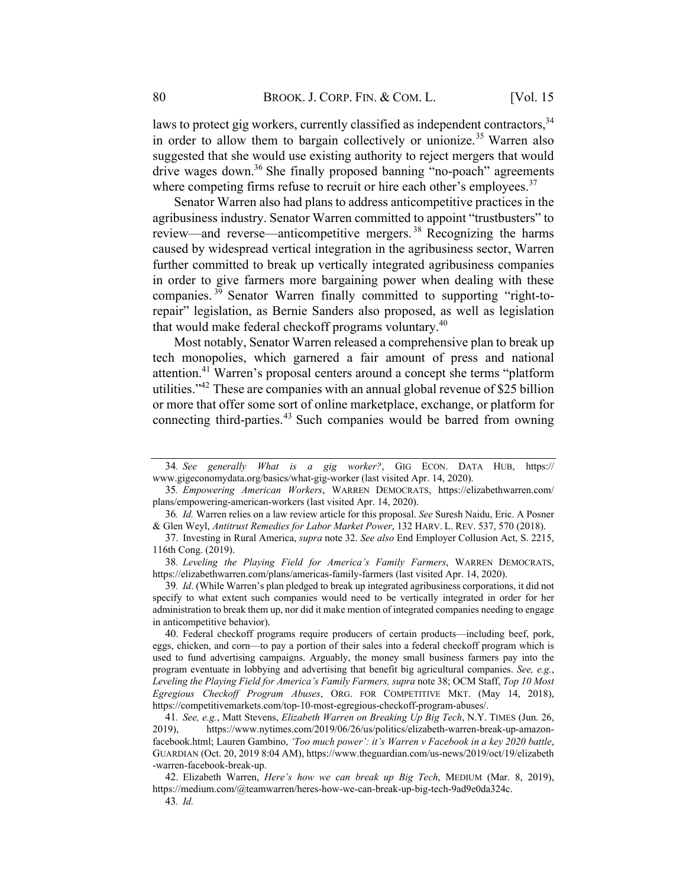laws to protect gig workers, currently classified as independent contractors,[34] in order to allow them to bargain collectively or unionize.[35] Warren also suggested that she would use existing authority to reject mergers that would drive wages down.[36] She finally proposed banning "no-poach" agreements where competing firms refuse to recruit or hire each other's employees.[37]

Senator Warren also had plans to address anticompetitive practices in the agribusiness industry. Senator Warren committed to appoint "trustbusters" to review—and reverse—anticompetitive mergers.[38] Recognizing the harms caused by widespread vertical integration in the agribusiness sector, Warren further committed to break up vertically integrated agribusiness companies in order to give farmers more bargaining power when dealing with these companies.[39] Senator Warren finally committed to supporting "right-to-repair" legislation, as Bernie Sanders also proposed, as well as legislation that would make federal checkoff programs voluntary.[40]

Most notably, Senator Warren released a comprehensive plan to break up tech monopolies, which garnered a fair amount of press and national attention.[41] Warren's proposal centers around a concept she terms "platform utilities."[42] These are companies with an annual global revenue of $25 billion or more that offer some sort of online marketplace, exchange, or platform for connecting third-parties.[43] Such companies would be barred from owning

---

34. *See generally What is a gig worker?*, GIG ECON. DATA HUB, https://www.gigeconomydata.org/basics/what-gig-worker (last visited Apr. 14, 2020).

35. *Empowering American Workers*, WARREN DEMOCRATS, https://elizabethwarren.com/plans/empowering-american-workers (last visited Apr. 14, 2020).

36. *Id.* Warren relies on a law review article for this proposal. *See* Suresh Naidu, Eric. A Posner & Glen Weyl, *Antitrust Remedies for Labor Market Power*, 132 HARV. L. REV. 537, 570 (2018).

37. Investing in Rural America, *supra* note 32. *See also* End Employer Collusion Act, S. 2215, 116th Cong. (2019).

38. *Leveling the Playing Field for America's Family Farmers*, WARREN DEMOCRATS, https://elizabethwarren.com/plans/americas-family-farmers (last visited Apr. 14, 2020).

39. *Id*. (While Warren's plan pledged to break up integrated agribusiness corporations, it did not specify to what extent such companies would need to be vertically integrated in order for her administration to break them up, nor did it make mention of integrated companies needing to engage in anticompetitive behavior).

40. Federal checkoff programs require producers of certain products—including beef, pork, eggs, chicken, and corn—to pay a portion of their sales into a federal checkoff program which is used to fund advertising campaigns. Arguably, the money small business farmers pay into the program eventuate in lobbying and advertising that benefit big agricultural companies. *See, e.g.*, *Leveling the Playing Field for America's Family Farmers, supra* note 38; OCM Staff, *Top 10 Most Egregious Checkoff Program Abuses*, ORG. FOR COMPETITIVE MKT. (May 14, 2018), https://competitivemarkets.com/top-10-most-egregious-checkoff-program-abuses/.

41. *See, e.g.*, Matt Stevens, *Elizabeth Warren on Breaking Up Big Tech*, N.Y. TIMES (Jun. 26, 2019), https://www.nytimes.com/2019/06/26/us/politics/elizabeth-warren-break-up-amazon-facebook.html; Lauren Gambino, *'Too much power': it's Warren v Facebook in a key 2020 battle*, GUARDIAN (Oct. 20, 2019 8:04 AM), https://www.theguardian.com/us-news/2019/oct/19/elizabeth-warren-facebook-break-up.

42. Elizabeth Warren, *Here's how we can break up Big Tech*, MEDIUM (Mar. 8, 2019), https://medium.com/@teamwarren/heres-how-we-can-break-up-big-tech-9ad9e0da324c.

43. *Id.*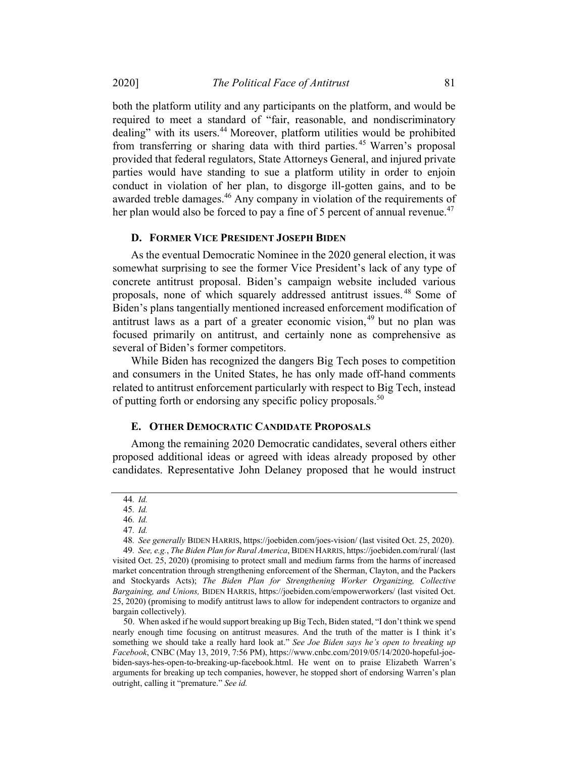both the platform utility and any participants on the platform, and would be required to meet a standard of "fair, reasonable, and nondiscriminatory dealing" with its users.[44] Moreover, platform utilities would be prohibited from transferring or sharing data with third parties.[45] Warren's proposal provided that federal regulators, State Attorneys General, and injured private parties would have standing to sue a platform utility in order to enjoin conduct in violation of her plan, to disgorge ill-gotten gains, and to be awarded treble damages.[46] Any company in violation of the requirements of her plan would also be forced to pay a fine of 5 percent of annual revenue.[47]

### D. FORMER VICE PRESIDENT JOSEPH BIDEN

As the eventual Democratic Nominee in the 2020 general election, it was somewhat surprising to see the former Vice President's lack of any type of concrete antitrust proposal. Biden's campaign website included various proposals, none of which squarely addressed antitrust issues.[48] Some of Biden's plans tangentially mentioned increased enforcement modification of antitrust laws as a part of a greater economic vision,[49] but no plan was focused primarily on antitrust, and certainly none as comprehensive as several of Biden's former competitors.

While Biden has recognized the dangers Big Tech poses to competition and consumers in the United States, he has only made off-hand comments related to antitrust enforcement particularly with respect to Big Tech, instead of putting forth or endorsing any specific policy proposals.[50]

### E. OTHER DEMOCRATIC CANDIDATE PROPOSALS

Among the remaining 2020 Democratic candidates, several others either proposed additional ideas or agreed with ideas already proposed by other candidates. Representative John Delaney proposed that he would instruct

---

44. *Id.*

45. *Id.*

46. *Id.*

47. *Id.*

48. *See generally* BIDEN HARRIS, https://joebiden.com/joes-vision/ (last visited Oct. 25, 2020).

49. *See, e.g.*, *The Biden Plan for Rural America*, BIDEN HARRIS, https://joebiden.com/rural/ (last visited Oct. 25, 2020) (promising to protect small and medium farms from the harms of increased market concentration through strengthening enforcement of the Sherman, Clayton, and the Packers and Stockyards Acts); *The Biden Plan for Strengthening Worker Organizing, Collective Bargaining, and Unions,* BIDEN HARRIS, https://joebiden.com/empowerworkers/ (last visited Oct. 25, 2020) (promising to modify antitrust laws to allow for independent contractors to organize and bargain collectively).

50. When asked if he would support breaking up Big Tech, Biden stated, "I don't think we spend nearly enough time focusing on antitrust measures. And the truth of the matter is I think it's something we should take a really hard look at." *See Joe Biden says he's open to breaking up Facebook*, CNBC (May 13, 2019, 7:56 PM), https://www.cnbc.com/2019/05/14/2020-hopeful-joe-biden-says-hes-open-to-breaking-up-facebook.html. He went on to praise Elizabeth Warren's arguments for breaking up tech companies, however, he stopped short of endorsing Warren's plan outright, calling it "premature." *See id.*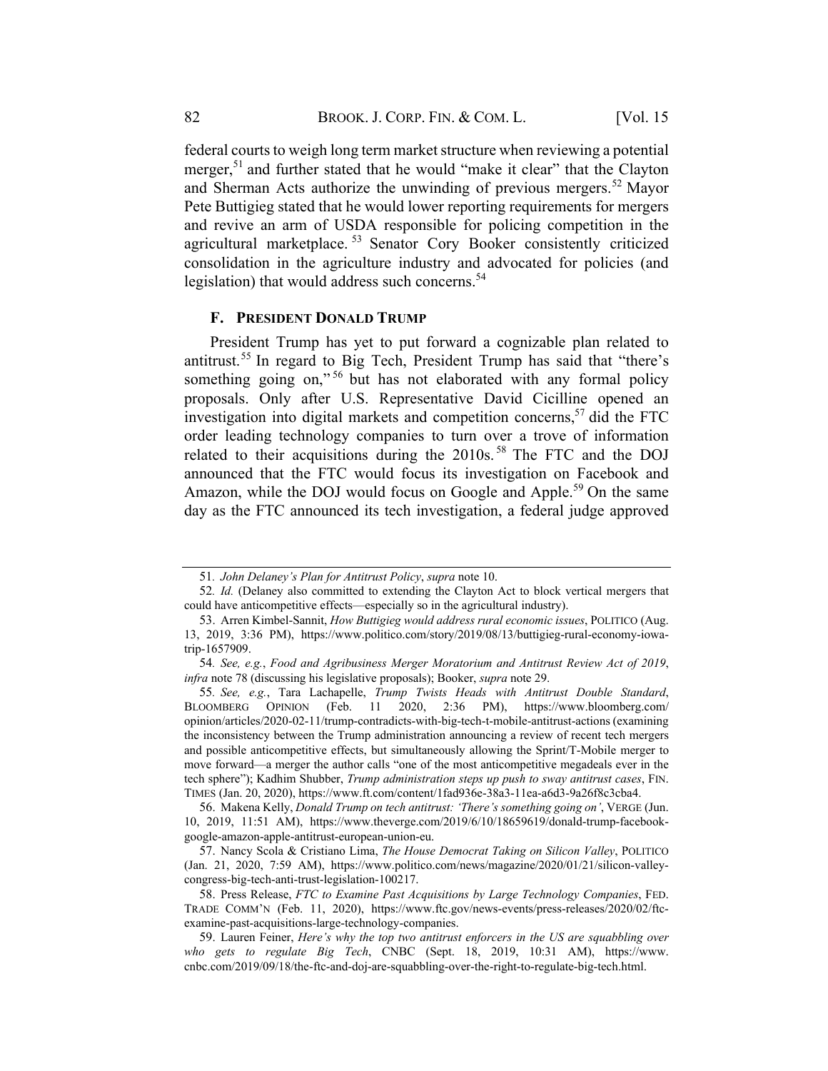federal courts to weigh long term market structure when reviewing a potential merger,[51] and further stated that he would "make it clear" that the Clayton and Sherman Acts authorize the unwinding of previous mergers.[52] Mayor Pete Buttigieg stated that he would lower reporting requirements for mergers and revive an arm of USDA responsible for policing competition in the agricultural marketplace.[53] Senator Cory Booker consistently criticized consolidation in the agriculture industry and advocated for policies (and legislation) that would address such concerns.[54]

### F. PRESIDENT DONALD TRUMP

President Trump has yet to put forward a cognizable plan related to antitrust.[55] In regard to Big Tech, President Trump has said that "there's something going on,"[56] but has not elaborated with any formal policy proposals. Only after U.S. Representative David Cicilline opened an investigation into digital markets and competition concerns,[57] did the FTC order leading technology companies to turn over a trove of information related to their acquisitions during the 2010s.[58] The FTC and the DOJ announced that the FTC would focus its investigation on Facebook and Amazon, while the DOJ would focus on Google and Apple.[59] On the same day as the FTC announced its tech investigation, a federal judge approved

---

51. *John Delaney's Plan for Antitrust Policy*, *supra* note 10.

52. *Id.* (Delaney also committed to extending the Clayton Act to block vertical mergers that could have anticompetitive effects—especially so in the agricultural industry).

53. Arren Kimbel-Sannit, *How Buttigieg would address rural economic issues*, POLITICO (Aug. 13, 2019, 3:36 PM), https://www.politico.com/story/2019/08/13/buttigieg-rural-economy-iowa-trip-1657909.

54. *See, e.g.*, *Food and Agribusiness Merger Moratorium and Antitrust Review Act of 2019*, *infra* note 78 (discussing his legislative proposals); Booker, *supra* note 29.

55. *See, e.g.*, Tara Lachapelle, *Trump Twists Heads with Antitrust Double Standard*, BLOOMBERG OPINION (Feb. 11 2020, 2:36 PM), https://www.bloomberg.com/opinion/articles/2020-02-11/trump-contradicts-with-big-tech-t-mobile-antitrust-actions (examining the inconsistency between the Trump administration announcing a review of recent tech mergers and possible anticompetitive effects, but simultaneously allowing the Sprint/T-Mobile merger to move forward—a merger the author calls "one of the most anticompetitive megadeals ever in the tech sphere"); Kadhim Shubber, *Trump administration steps up push to sway antitrust cases*, FIN. TIMES (Jan. 20, 2020), https://www.ft.com/content/1fad936e-38a3-11ea-a6d3-9a26f8c3cba4.

56. Makena Kelly, *Donald Trump on tech antitrust: 'There's something going on'*, VERGE (Jun. 10, 2019, 11:51 AM), https://www.theverge.com/2019/6/10/18659619/donald-trump-facebook-google-amazon-apple-antitrust-european-union-eu.

57. Nancy Scola & Cristiano Lima, *The House Democrat Taking on Silicon Valley*, POLITICO (Jan. 21, 2020, 7:59 AM), https://www.politico.com/news/magazine/2020/01/21/silicon-valley-congress-big-tech-anti-trust-legislation-100217.

58. Press Release, *FTC to Examine Past Acquisitions by Large Technology Companies*, FED. TRADE COMM'N (Feb. 11, 2020), https://www.ftc.gov/news-events/press-releases/2020/02/ftc-examine-past-acquisitions-large-technology-companies.

59. Lauren Feiner, *Here's why the top two antitrust enforcers in the US are squabbling over who gets to regulate Big Tech*, CNBC (Sept. 18, 2019, 10:31 AM), https://www.cnbc.com/2019/09/18/the-ftc-and-doj-are-squabbling-over-the-right-to-regulate-big-tech.html.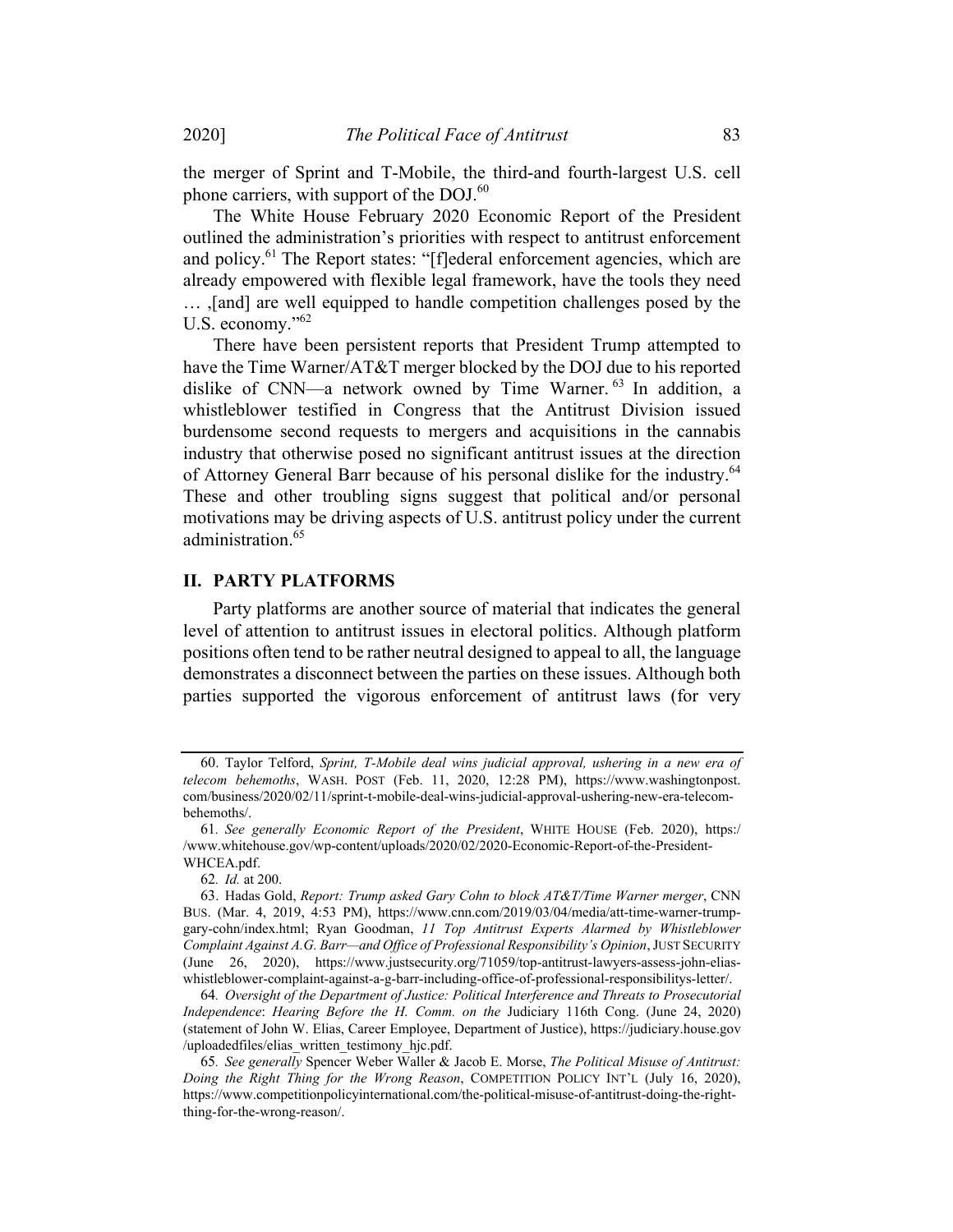the merger of Sprint and T-Mobile, the third-and fourth-largest U.S. cell phone carriers, with support of the DOJ.[60]

The White House February 2020 Economic Report of the President outlined the administration's priorities with respect to antitrust enforcement and policy.[61] The Report states: "[f]ederal enforcement agencies, which are already empowered with flexible legal framework, have the tools they need … ,[and] are well equipped to handle competition challenges posed by the U.S. economy."[62]

There have been persistent reports that President Trump attempted to have the Time Warner/AT&T merger blocked by the DOJ due to his reported dislike of CNN—a network owned by Time Warner.[63] In addition, a whistleblower testified in Congress that the Antitrust Division issued burdensome second requests to mergers and acquisitions in the cannabis industry that otherwise posed no significant antitrust issues at the direction of Attorney General Barr because of his personal dislike for the industry.[64] These and other troubling signs suggest that political and/or personal motivations may be driving aspects of U.S. antitrust policy under the current administration.[65]

## II. PARTY PLATFORMS

Party platforms are another source of material that indicates the general level of attention to antitrust issues in electoral politics. Although platform positions often tend to be rather neutral designed to appeal to all, the language demonstrates a disconnect between the parties on these issues. Although both parties supported the vigorous enforcement of antitrust laws (for very

---

60. Taylor Telford, *Sprint, T-Mobile deal wins judicial approval, ushering in a new era of telecom behemoths*, WASH. POST (Feb. 11, 2020, 12:28 PM), https://www.washingtonpost.com/business/2020/02/11/sprint-t-mobile-deal-wins-judicial-approval-ushering-new-era-telecom-behemoths/.

61. *See generally Economic Report of the President*, WHITE HOUSE (Feb. 2020), https://www.whitehouse.gov/wp-content/uploads/2020/02/2020-Economic-Report-of-the-President-WHCEA.pdf.

62. *Id.* at 200.

63. Hadas Gold, *Report: Trump asked Gary Cohn to block AT&T/Time Warner merger*, CNN BUS. (Mar. 4, 2019, 4:53 PM), https://www.cnn.com/2019/03/04/media/att-time-warner-trump-gary-cohn/index.html; Ryan Goodman, *11 Top Antitrust Experts Alarmed by Whistleblower Complaint Against A.G. Barr—and Office of Professional Responsibility's Opinion*, JUST SECURITY (June 26, 2020), https://www.justsecurity.org/71059/top-antitrust-lawyers-assess-john-elias-whistleblower-complaint-against-a-g-barr-including-office-of-professional-responsibilitys-letter/.

64. *Oversight of the Department of Justice: Political Interference and Threats to Prosecutorial Independence*: *Hearing Before the H. Comm. on the* Judiciary 116th Cong. (June 24, 2020) (statement of John W. Elias, Career Employee, Department of Justice), https://judiciary.house.gov/uploadedfiles/elias_written_testimony_hjc.pdf.

65. *See generally* Spencer Weber Waller & Jacob E. Morse, *The Political Misuse of Antitrust: Doing the Right Thing for the Wrong Reason*, COMPETITION POLICY INT'L (July 16, 2020), https://www.competitionpolicyinternational.com/the-political-misuse-of-antitrust-doing-the-right-thing-for-the-wrong-reason/.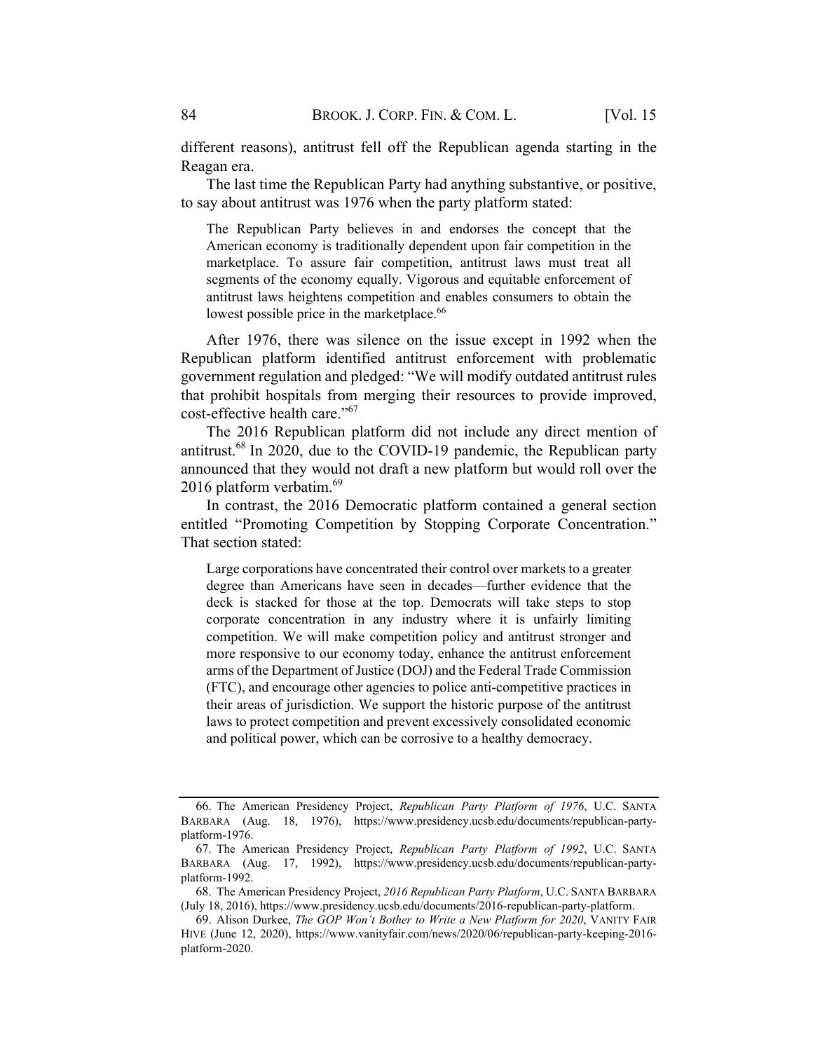different reasons), antitrust fell off the Republican agenda starting in the Reagan era.

The last time the Republican Party had anything substantive, or positive, to say about antitrust was 1976 when the party platform stated:

> The Republican Party believes in and endorses the concept that the American economy is traditionally dependent upon fair competition in the marketplace. To assure fair competition, antitrust laws must treat all segments of the economy equally. Vigorous and equitable enforcement of antitrust laws heightens competition and enables consumers to obtain the lowest possible price in the marketplace.[66]

After 1976, there was silence on the issue except in 1992 when the Republican platform identified antitrust enforcement with problematic government regulation and pledged: "We will modify outdated antitrust rules that prohibit hospitals from merging their resources to provide improved, cost-effective health care."[67]

The 2016 Republican platform did not include any direct mention of antitrust.[68] In 2020, due to the COVID-19 pandemic, the Republican party announced that they would not draft a new platform but would roll over the 2016 platform verbatim.[69]

In contrast, the 2016 Democratic platform contained a general section entitled "Promoting Competition by Stopping Corporate Concentration." That section stated:

> Large corporations have concentrated their control over markets to a greater degree than Americans have seen in decades—further evidence that the deck is stacked for those at the top. Democrats will take steps to stop corporate concentration in any industry where it is unfairly limiting competition. We will make competition policy and antitrust stronger and more responsive to our economy today, enhance the antitrust enforcement arms of the Department of Justice (DOJ) and the Federal Trade Commission (FTC), and encourage other agencies to police anti-competitive practices in their areas of jurisdiction. We support the historic purpose of the antitrust laws to protect competition and prevent excessively consolidated economic and political power, which can be corrosive to a healthy democracy.

---

66. The American Presidency Project, *Republican Party Platform of 1976*, U.C. SANTA BARBARA (Aug. 18, 1976), https://www.presidency.ucsb.edu/documents/republican-party-platform-1976.

67. The American Presidency Project, *Republican Party Platform of 1992*, U.C. SANTA BARBARA (Aug. 17, 1992), https://www.presidency.ucsb.edu/documents/republican-party-platform-1992.

68. The American Presidency Project, *2016 Republican Party Platform*, U.C. SANTA BARBARA (July 18, 2016), https://www.presidency.ucsb.edu/documents/2016-republican-party-platform.

69. Alison Durkee, *The GOP Won't Bother to Write a New Platform for 2020*, VANITY FAIR HIVE (June 12, 2020), https://www.vanityfair.com/news/2020/06/republican-party-keeping-2016-platform-2020.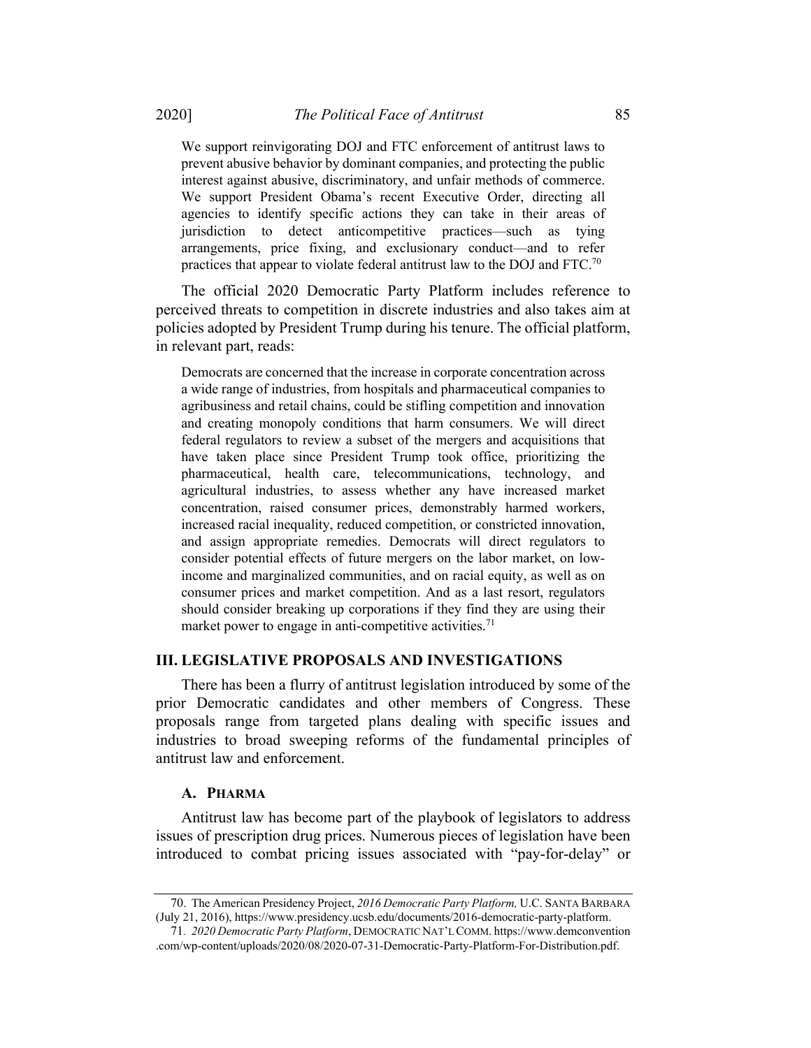> We support reinvigorating DOJ and FTC enforcement of antitrust laws to prevent abusive behavior by dominant companies, and protecting the public interest against abusive, discriminatory, and unfair methods of commerce. We support President Obama's recent Executive Order, directing all agencies to identify specific actions they can take in their areas of jurisdiction to detect anticompetitive practices—such as tying arrangements, price fixing, and exclusionary conduct—and to refer practices that appear to violate federal antitrust law to the DOJ and FTC.[70]

The official 2020 Democratic Party Platform includes reference to perceived threats to competition in discrete industries and also takes aim at policies adopted by President Trump during his tenure. The official platform, in relevant part, reads:

> Democrats are concerned that the increase in corporate concentration across a wide range of industries, from hospitals and pharmaceutical companies to agribusiness and retail chains, could be stifling competition and innovation and creating monopoly conditions that harm consumers. We will direct federal regulators to review a subset of the mergers and acquisitions that have taken place since President Trump took office, prioritizing the pharmaceutical, health care, telecommunications, technology, and agricultural industries, to assess whether any have increased market concentration, raised consumer prices, demonstrably harmed workers, increased racial inequality, reduced competition, or constricted innovation, and assign appropriate remedies. Democrats will direct regulators to consider potential effects of future mergers on the labor market, on low-income and marginalized communities, and on racial equity, as well as on consumer prices and market competition. And as a last resort, regulators should consider breaking up corporations if they find they are using their market power to engage in anti-competitive activities.[71]

## III. LEGISLATIVE PROPOSALS AND INVESTIGATIONS

There has been a flurry of antitrust legislation introduced by some of the prior Democratic candidates and other members of Congress. These proposals range from targeted plans dealing with specific issues and industries to broad sweeping reforms of the fundamental principles of antitrust law and enforcement.

### A. PHARMA

Antitrust law has become part of the playbook of legislators to address issues of prescription drug prices. Numerous pieces of legislation have been introduced to combat pricing issues associated with "pay-for-delay" or

---

70. The American Presidency Project, *2016 Democratic Party Platform,* U.C. SANTA BARBARA (July 21, 2016), https://www.presidency.ucsb.edu/documents/2016-democratic-party-platform.

71. *2020 Democratic Party Platform*, DEMOCRATIC NAT'L COMM. https://www.demconvention.com/wp-content/uploads/2020/08/2020-07-31-Democratic-Party-Platform-For-Distribution.pdf.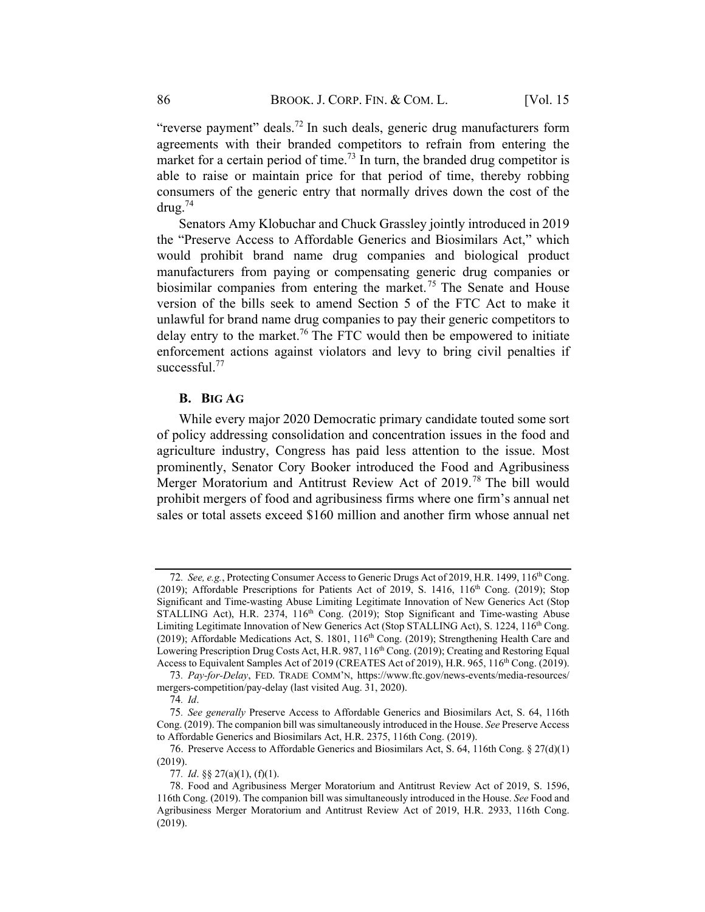"reverse payment" deals.[72] In such deals, generic drug manufacturers form agreements with their branded competitors to refrain from entering the market for a certain period of time.[73] In turn, the branded drug competitor is able to raise or maintain price for that period of time, thereby robbing consumers of the generic entry that normally drives down the cost of the drug.[74]

Senators Amy Klobuchar and Chuck Grassley jointly introduced in 2019 the "Preserve Access to Affordable Generics and Biosimilars Act," which would prohibit brand name drug companies and biological product manufacturers from paying or compensating generic drug companies or biosimilar companies from entering the market.[75] The Senate and House version of the bills seek to amend Section 5 of the FTC Act to make it unlawful for brand name drug companies to pay their generic competitors to delay entry to the market.[76] The FTC would then be empowered to initiate enforcement actions against violators and levy to bring civil penalties if successful.[77]

### B. BIG AG

While every major 2020 Democratic primary candidate touted some sort of policy addressing consolidation and concentration issues in the food and agriculture industry, Congress has paid less attention to the issue. Most prominently, Senator Cory Booker introduced the Food and Agribusiness Merger Moratorium and Antitrust Review Act of 2019.[78] The bill would prohibit mergers of food and agribusiness firms where one firm's annual net sales or total assets exceed $160 million and another firm whose annual net

---

72. *See, e.g.*, Protecting Consumer Access to Generic Drugs Act of 2019, H.R. 1499, 116th Cong. (2019); Affordable Prescriptions for Patients Act of 2019, S. 1416, 116th Cong. (2019); Stop Significant and Time-wasting Abuse Limiting Legitimate Innovation of New Generics Act (Stop STALLING Act), H.R. 2374, 116th Cong. (2019); Stop Significant and Time-wasting Abuse Limiting Legitimate Innovation of New Generics Act (Stop STALLING Act), S. 1224, 116th Cong. (2019); Affordable Medications Act, S. 1801, 116th Cong. (2019); Strengthening Health Care and Lowering Prescription Drug Costs Act, H.R. 987, 116th Cong. (2019); Creating and Restoring Equal Access to Equivalent Samples Act of 2019 (CREATES Act of 2019), H.R. 965, 116th Cong. (2019).

73. *Pay-for-Delay*, FED. TRADE COMM'N, https://www.ftc.gov/news-events/media-resources/mergers-competition/pay-delay (last visited Aug. 31, 2020).

74. *Id*.

75. *See generally* Preserve Access to Affordable Generics and Biosimilars Act, S. 64, 116th Cong. (2019). The companion bill was simultaneously introduced in the House. *See* Preserve Access to Affordable Generics and Biosimilars Act, H.R. 2375, 116th Cong. (2019).

76. Preserve Access to Affordable Generics and Biosimilars Act, S. 64, 116th Cong. § 27(d)(1) (2019).

77. *Id*. §§ 27(a)(1), (f)(1).

78. Food and Agribusiness Merger Moratorium and Antitrust Review Act of 2019, S. 1596, 116th Cong. (2019). The companion bill was simultaneously introduced in the House. *See* Food and Agribusiness Merger Moratorium and Antitrust Review Act of 2019, H.R. 2933, 116th Cong. (2019).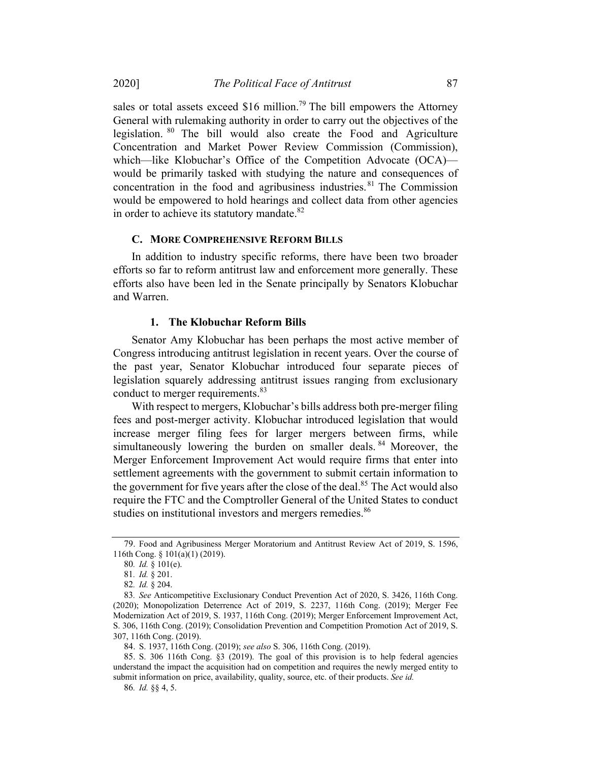sales or total assets exceed $16 million.[79] The bill empowers the Attorney General with rulemaking authority in order to carry out the objectives of the legislation.[80] The bill would also create the Food and Agriculture Concentration and Market Power Review Commission (Commission), which—like Klobuchar's Office of the Competition Advocate (OCA)—would be primarily tasked with studying the nature and consequences of concentration in the food and agribusiness industries.[81] The Commission would be empowered to hold hearings and collect data from other agencies in order to achieve its statutory mandate.[82]

### C. More Comprehensive Reform Bills

In addition to industry specific reforms, there have been two broader efforts so far to reform antitrust law and enforcement more generally. These efforts also have been led in the Senate principally by Senators Klobuchar and Warren.

#### 1. The Klobuchar Reform Bills

Senator Amy Klobuchar has been perhaps the most active member of Congress introducing antitrust legislation in recent years. Over the course of the past year, Senator Klobuchar introduced four separate pieces of legislation squarely addressing antitrust issues ranging from exclusionary conduct to merger requirements.[83]

With respect to mergers, Klobuchar's bills address both pre-merger filing fees and post-merger activity. Klobuchar introduced legislation that would increase merger filing fees for larger mergers between firms, while simultaneously lowering the burden on smaller deals.[84] Moreover, the Merger Enforcement Improvement Act would require firms that enter into settlement agreements with the government to submit certain information to the government for five years after the close of the deal.[85] The Act would also require the FTC and the Comptroller General of the United States to conduct studies on institutional investors and mergers remedies.[86]

---

79. Food and Agribusiness Merger Moratorium and Antitrust Review Act of 2019, S. 1596, 116th Cong. § 101(a)(1) (2019).

80. *Id.* § 101(e).

81. *Id.* § 201.

82. *Id.* § 204.

83. *See* Anticompetitive Exclusionary Conduct Prevention Act of 2020, S. 3426, 116th Cong. (2020); Monopolization Deterrence Act of 2019, S. 2237, 116th Cong. (2019); Merger Fee Modernization Act of 2019, S. 1937, 116th Cong. (2019); Merger Enforcement Improvement Act, S. 306, 116th Cong. (2019); Consolidation Prevention and Competition Promotion Act of 2019, S. 307, 116th Cong. (2019).

84. S. 1937, 116th Cong. (2019); *see also* S. 306, 116th Cong. (2019).

85. S. 306 116th Cong. §3 (2019). The goal of this provision is to help federal agencies understand the impact the acquisition had on competition and requires the newly merged entity to submit information on price, availability, quality, source, etc. of their products. *See id.*

86. *Id.* §§ 4, 5.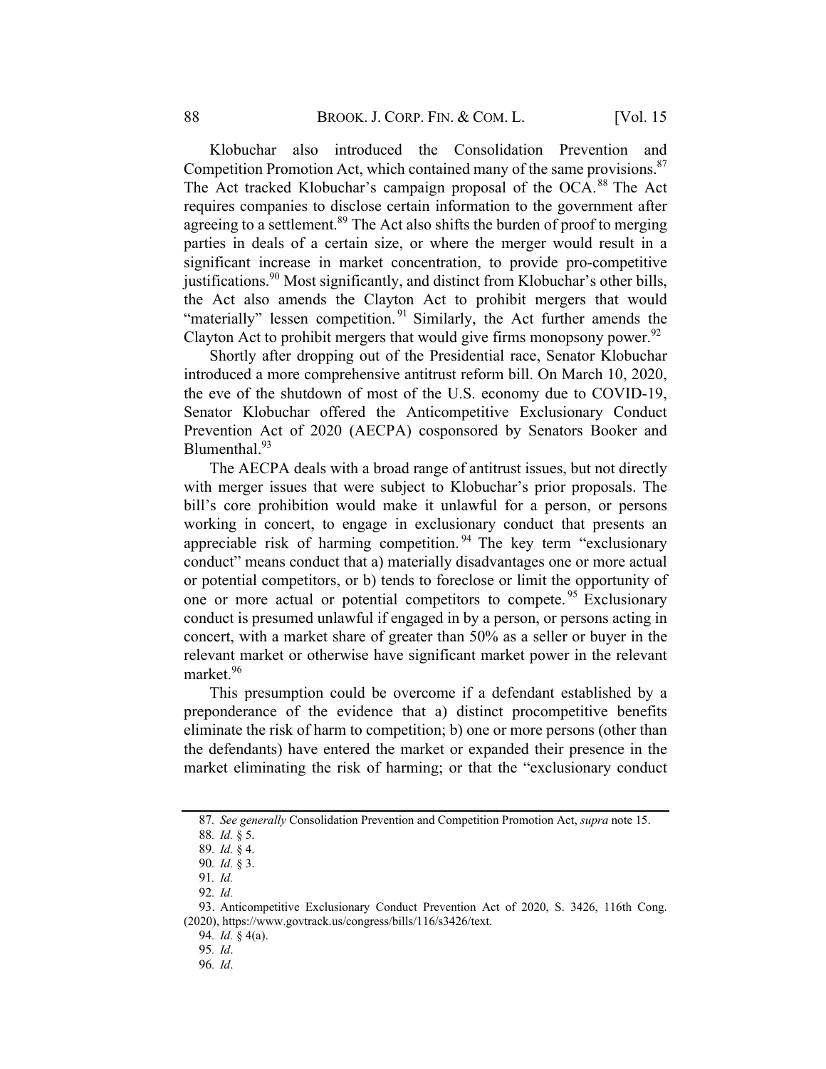Klobuchar also introduced the Consolidation Prevention and Competition Promotion Act, which contained many of the same provisions.[87] The Act tracked Klobuchar's campaign proposal of the OCA.[88] The Act requires companies to disclose certain information to the government after agreeing to a settlement.[89] The Act also shifts the burden of proof to merging parties in deals of a certain size, or where the merger would result in a significant increase in market concentration, to provide pro-competitive justifications.[90] Most significantly, and distinct from Klobuchar's other bills, the Act also amends the Clayton Act to prohibit mergers that would "materially" lessen competition.[91] Similarly, the Act further amends the Clayton Act to prohibit mergers that would give firms monopsony power.[92]

Shortly after dropping out of the Presidential race, Senator Klobuchar introduced a more comprehensive antitrust reform bill. On March 10, 2020, the eve of the shutdown of most of the U.S. economy due to COVID-19, Senator Klobuchar offered the Anticompetitive Exclusionary Conduct Prevention Act of 2020 (AECPA) cosponsored by Senators Booker and Blumenthal.[93]

The AECPA deals with a broad range of antitrust issues, but not directly with merger issues that were subject to Klobuchar's prior proposals. The bill's core prohibition would make it unlawful for a person, or persons working in concert, to engage in exclusionary conduct that presents an appreciable risk of harming competition.[94] The key term "exclusionary conduct" means conduct that a) materially disadvantages one or more actual or potential competitors, or b) tends to foreclose or limit the opportunity of one or more actual or potential competitors to compete.[95] Exclusionary conduct is presumed unlawful if engaged in by a person, or persons acting in concert, with a market share of greater than 50% as a seller or buyer in the relevant market or otherwise have significant market power in the relevant market.[96]

This presumption could be overcome if a defendant established by a preponderance of the evidence that a) distinct procompetitive benefits eliminate the risk of harm to competition; b) one or more persons (other than the defendants) have entered the market or expanded their presence in the market eliminating the risk of harming; or that the "exclusionary conduct

---

87. *See generally* Consolidation Prevention and Competition Promotion Act, *supra* note 15.

88. *Id.* § 5.

89. *Id.* § 4.

90. *Id.* § 3.

91. *Id.*

92. *Id.*

93. Anticompetitive Exclusionary Conduct Prevention Act of 2020, S. 3426, 116th Cong. (2020), https://www.govtrack.us/congress/bills/116/s3426/text.

94. *Id.* § 4(a).

95. *Id*.

96. *Id*.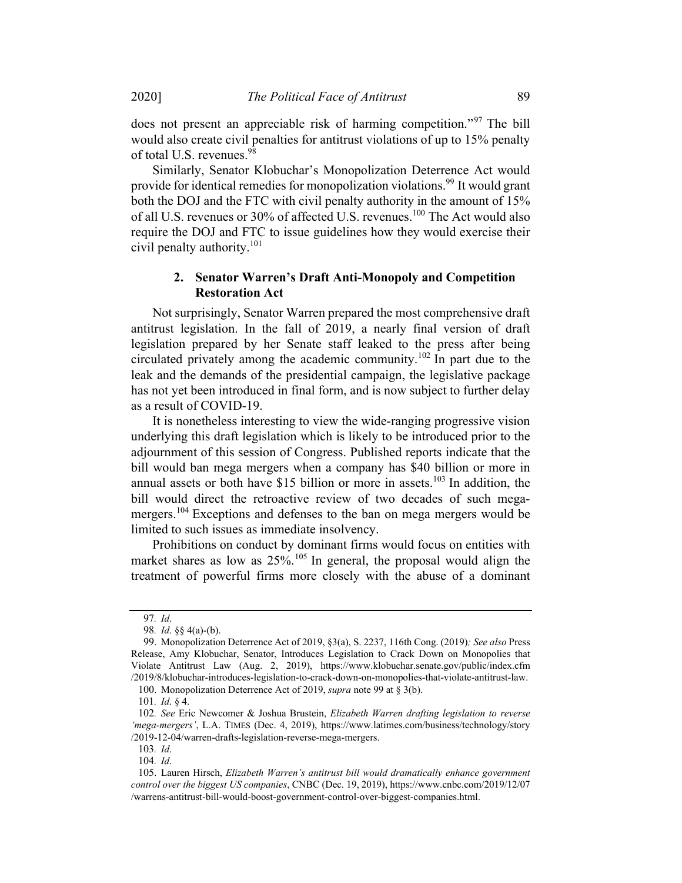does not present an appreciable risk of harming competition."[97] The bill would also create civil penalties for antitrust violations of up to 15% penalty of total U.S. revenues.[98]

Similarly, Senator Klobuchar's Monopolization Deterrence Act would provide for identical remedies for monopolization violations.[99] It would grant both the DOJ and the FTC with civil penalty authority in the amount of 15% of all U.S. revenues or 30% of affected U.S. revenues.[100] The Act would also require the DOJ and FTC to issue guidelines how they would exercise their civil penalty authority.[101]

### 2. Senator Warren's Draft Anti-Monopoly and Competition Restoration Act

Not surprisingly, Senator Warren prepared the most comprehensive draft antitrust legislation. In the fall of 2019, a nearly final version of draft legislation prepared by her Senate staff leaked to the press after being circulated privately among the academic community.[102] In part due to the leak and the demands of the presidential campaign, the legislative package has not yet been introduced in final form, and is now subject to further delay as a result of COVID-19.

It is nonetheless interesting to view the wide-ranging progressive vision underlying this draft legislation which is likely to be introduced prior to the adjournment of this session of Congress. Published reports indicate that the bill would ban mega mergers when a company has $40 billion or more in annual assets or both have $15 billion or more in assets.[103] In addition, the bill would direct the retroactive review of two decades of such mega-mergers.[104] Exceptions and defenses to the ban on mega mergers would be limited to such issues as immediate insolvency.

Prohibitions on conduct by dominant firms would focus on entities with market shares as low as 25%.[105] In general, the proposal would align the treatment of powerful firms more closely with the abuse of a dominant

---

97. *Id*.

98. *Id*. §§ 4(a)-(b).

99. Monopolization Deterrence Act of 2019, §3(a), S. 2237, 116th Cong. (2019)*; See also* Press Release, Amy Klobuchar, Senator, Introduces Legislation to Crack Down on Monopolies that Violate Antitrust Law (Aug. 2, 2019), https://www.klobuchar.senate.gov/public/index.cfm/2019/8/klobuchar-introduces-legislation-to-crack-down-on-monopolies-that-violate-antitrust-law.

100. Monopolization Deterrence Act of 2019, *supra* note 99 at § 3(b).

101. *Id*. § 4.

102. *See* Eric Newcomer & Joshua Brustein, *Elizabeth Warren drafting legislation to reverse 'mega-mergers'*, L.A. TIMES (Dec. 4, 2019), https://www.latimes.com/business/technology/story/2019-12-04/warren-drafts-legislation-reverse-mega-mergers.

103. *Id*.

104. *Id*.

105. Lauren Hirsch, *Elizabeth Warren's antitrust bill would dramatically enhance government control over the biggest US companies*, CNBC (Dec. 19, 2019), https://www.cnbc.com/2019/12/07/warrens-antitrust-bill-would-boost-government-control-over-biggest-companies.html.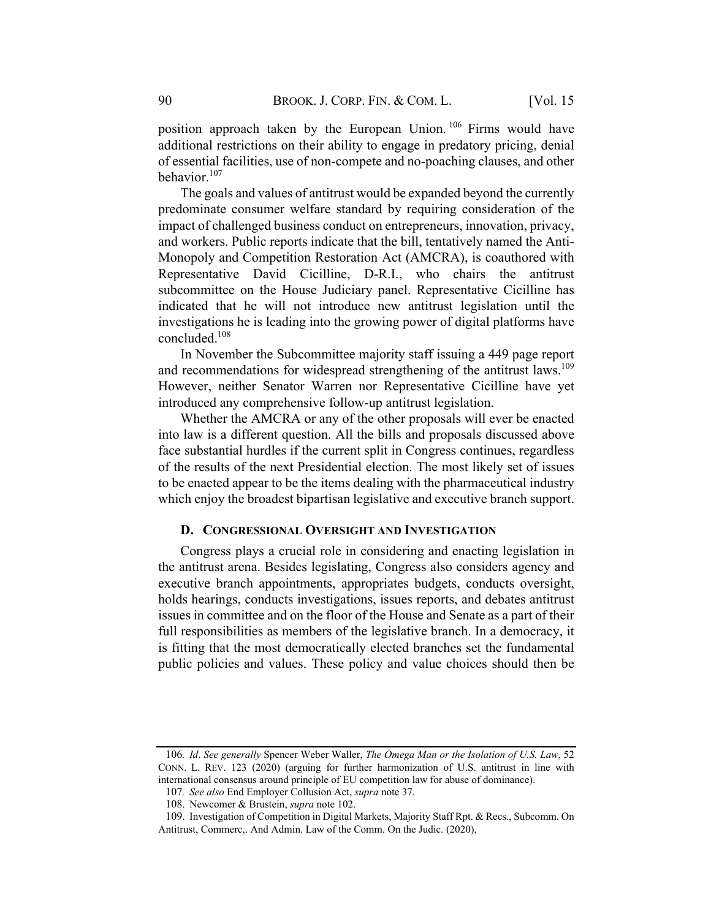position approach taken by the European Union.[106] Firms would have additional restrictions on their ability to engage in predatory pricing, denial of essential facilities, use of non-compete and no-poaching clauses, and other behavior.[107]

The goals and values of antitrust would be expanded beyond the currently predominate consumer welfare standard by requiring consideration of the impact of challenged business conduct on entrepreneurs, innovation, privacy, and workers. Public reports indicate that the bill, tentatively named the Anti-Monopoly and Competition Restoration Act (AMCRA), is coauthored with Representative David Cicilline, D-R.I., who chairs the antitrust subcommittee on the House Judiciary panel. Representative Cicilline has indicated that he will not introduce new antitrust legislation until the investigations he is leading into the growing power of digital platforms have concluded.[108]

In November the Subcommittee majority staff issuing a 449 page report and recommendations for widespread strengthening of the antitrust laws.[109] However, neither Senator Warren nor Representative Cicilline have yet introduced any comprehensive follow-up antitrust legislation.

Whether the AMCRA or any of the other proposals will ever be enacted into law is a different question. All the bills and proposals discussed above face substantial hurdles if the current split in Congress continues, regardless of the results of the next Presidential election. The most likely set of issues to be enacted appear to be the items dealing with the pharmaceutical industry which enjoy the broadest bipartisan legislative and executive branch support.

### D. CONGRESSIONAL OVERSIGHT AND INVESTIGATION

Congress plays a crucial role in considering and enacting legislation in the antitrust arena. Besides legislating, Congress also considers agency and executive branch appointments, appropriates budgets, conducts oversight, holds hearings, conducts investigations, issues reports, and debates antitrust issues in committee and on the floor of the House and Senate as a part of their full responsibilities as members of the legislative branch. In a democracy, it is fitting that the most democratically elected branches set the fundamental public policies and values. These policy and value choices should then be

---

106. *Id*. *See generally* Spencer Weber Waller, *The Omega Man or the Isolation of U.S. Law*, 52 CONN. L. REV. 123 (2020) (arguing for further harmonization of U.S. antitrust in line with international consensus around principle of EU competition law for abuse of dominance).

107. *See also* End Employer Collusion Act, *supra* note 37.

108. Newcomer & Brustein, *supra* note 102.

109. Investigation of Competition in Digital Markets, Majority Staff Rpt. & Recs., Subcomm. On Antitrust, Commerc,. And Admin. Law of the Comm. On the Judic. (2020),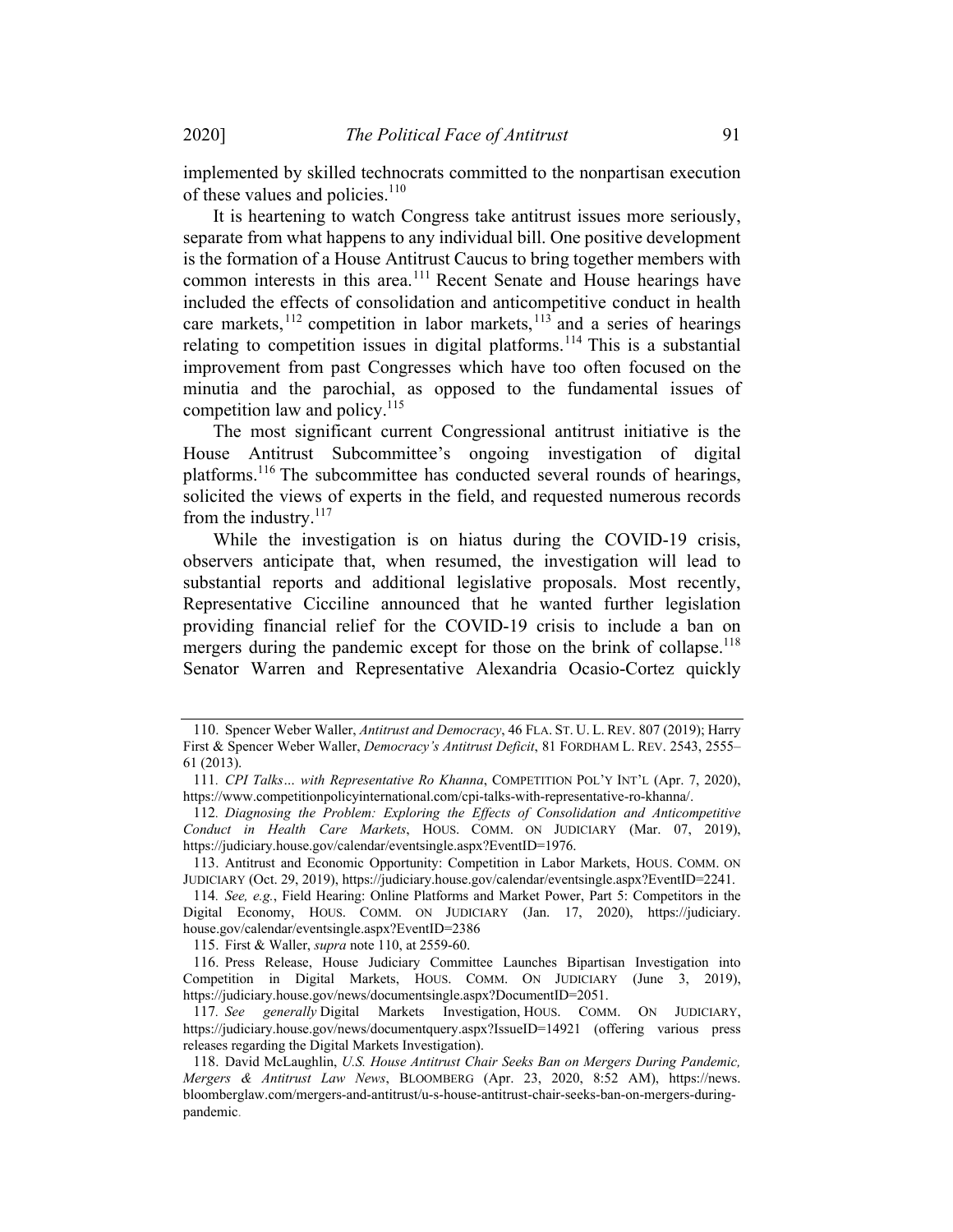implemented by skilled technocrats committed to the nonpartisan execution of these values and policies.[110]

It is heartening to watch Congress take antitrust issues more seriously, separate from what happens to any individual bill. One positive development is the formation of a House Antitrust Caucus to bring together members with common interests in this area.[111] Recent Senate and House hearings have included the effects of consolidation and anticompetitive conduct in health care markets,[112] competition in labor markets,[113] and a series of hearings relating to competition issues in digital platforms.[114] This is a substantial improvement from past Congresses which have too often focused on the minutia and the parochial, as opposed to the fundamental issues of competition law and policy.[115]

The most significant current Congressional antitrust initiative is the House Antitrust Subcommittee's ongoing investigation of digital platforms.[116] The subcommittee has conducted several rounds of hearings, solicited the views of experts in the field, and requested numerous records from the industry.[117]

While the investigation is on hiatus during the COVID-19 crisis, observers anticipate that, when resumed, the investigation will lead to substantial reports and additional legislative proposals. Most recently, Representative Cicciline announced that he wanted further legislation providing financial relief for the COVID-19 crisis to include a ban on mergers during the pandemic except for those on the brink of collapse.[118] Senator Warren and Representative Alexandria Ocasio-Cortez quickly

---

110. Spencer Weber Waller, *Antitrust and Democracy*, 46 FLA. ST. U. L. REV. 807 (2019); Harry First & Spencer Weber Waller, *Democracy's Antitrust Deficit*, 81 FORDHAM L. REV. 2543, 2555–61 (2013).

111. *CPI Talks… with Representative Ro Khanna*, COMPETITION POL'Y INT'L (Apr. 7, 2020), https://www.competitionpolicyinternational.com/cpi-talks-with-representative-ro-khanna/.

112. *Diagnosing the Problem: Exploring the Effects of Consolidation and Anticompetitive Conduct in Health Care Markets*, HOUS. COMM. ON JUDICIARY (Mar. 07, 2019), https://judiciary.house.gov/calendar/eventsingle.aspx?EventID=1976.

113. Antitrust and Economic Opportunity: Competition in Labor Markets, HOUS. COMM. ON JUDICIARY (Oct. 29, 2019), https://judiciary.house.gov/calendar/eventsingle.aspx?EventID=2241.

114. *See, e.g.*, Field Hearing: Online Platforms and Market Power, Part 5: Competitors in the Digital Economy, HOUS. COMM. ON JUDICIARY (Jan. 17, 2020), https://judiciary.house.gov/calendar/eventsingle.aspx?EventID=2386

115. First & Waller, *supra* note 110, at 2559-60.

116. Press Release, House Judiciary Committee Launches Bipartisan Investigation into Competition in Digital Markets, HOUS. COMM. ON JUDICIARY (June 3, 2019), https://judiciary.house.gov/news/documentsingle.aspx?DocumentID=2051.

117. *See generally* Digital Markets Investigation, HOUS. COMM. ON JUDICIARY, https://judiciary.house.gov/news/documentquery.aspx?IssueID=14921 (offering various press releases regarding the Digital Markets Investigation).

118. David McLaughlin, *U.S. House Antitrust Chair Seeks Ban on Mergers During Pandemic, Mergers & Antitrust Law News*, BLOOMBERG (Apr. 23, 2020, 8:52 AM), https://news.bloomberglaw.com/mergers-and-antitrust/u-s-house-antitrust-chair-seeks-ban-on-mergers-during-pandemic.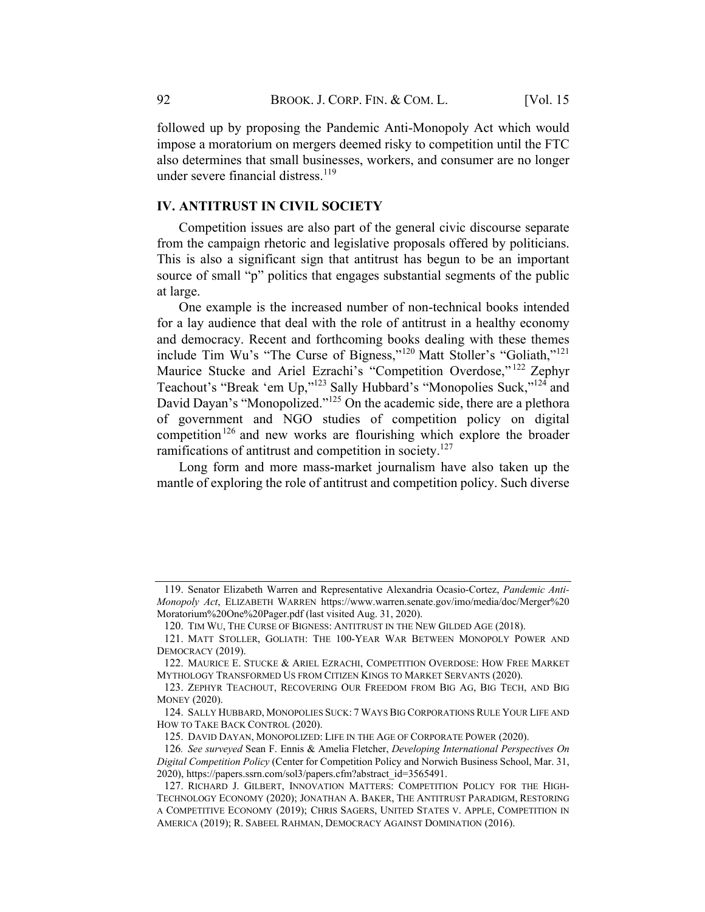followed up by proposing the Pandemic Anti-Monopoly Act which would impose a moratorium on mergers deemed risky to competition until the FTC also determines that small businesses, workers, and consumer are no longer under severe financial distress.[119]

## IV. ANTITRUST IN CIVIL SOCIETY

Competition issues are also part of the general civic discourse separate from the campaign rhetoric and legislative proposals offered by politicians. This is also a significant sign that antitrust has begun to be an important source of small "p" politics that engages substantial segments of the public at large.

One example is the increased number of non-technical books intended for a lay audience that deal with the role of antitrust in a healthy economy and democracy. Recent and forthcoming books dealing with these themes include Tim Wu's "The Curse of Bigness,"[120] Matt Stoller's "Goliath,"[121] Maurice Stucke and Ariel Ezrachi's "Competition Overdose,"[122] Zephyr Teachout's "Break 'em Up,"[123] Sally Hubbard's "Monopolies Suck,"[124] and David Dayan's "Monopolized."[125] On the academic side, there are a plethora of government and NGO studies of competition policy on digital competition[126] and new works are flourishing which explore the broader ramifications of antitrust and competition in society.[127]

Long form and more mass-market journalism have also taken up the mantle of exploring the role of antitrust and competition policy. Such diverse

---

119. Senator Elizabeth Warren and Representative Alexandria Ocasio-Cortez, *Pandemic Anti-Monopoly Act*, ELIZABETH WARREN https://www.warren.senate.gov/imo/media/doc/Merger%20Moratorium%20One%20Pager.pdf (last visited Aug. 31, 2020).

120. TIM WU, THE CURSE OF BIGNESS: ANTITRUST IN THE NEW GILDED AGE (2018).

121. MATT STOLLER, GOLIATH: THE 100-YEAR WAR BETWEEN MONOPOLY POWER AND DEMOCRACY (2019).

122. MAURICE E. STUCKE & ARIEL EZRACHI, COMPETITION OVERDOSE: HOW FREE MARKET MYTHOLOGY TRANSFORMED US FROM CITIZEN KINGS TO MARKET SERVANTS (2020).

123. ZEPHYR TEACHOUT, RECOVERING OUR FREEDOM FROM BIG AG, BIG TECH, AND BIG MONEY (2020).

124. SALLY HUBBARD, MONOPOLIES SUCK: 7 WAYS BIG CORPORATIONS RULE YOUR LIFE AND HOW TO TAKE BACK CONTROL (2020).

125. DAVID DAYAN, MONOPOLIZED: LIFE IN THE AGE OF CORPORATE POWER (2020).

126. *See surveyed* Sean F. Ennis & Amelia Fletcher, *Developing International Perspectives On Digital Competition Policy* (Center for Competition Policy and Norwich Business School, Mar. 31, 2020), https://papers.ssrn.com/sol3/papers.cfm?abstract_id=3565491.

127. RICHARD J. GILBERT, INNOVATION MATTERS: COMPETITION POLICY FOR THE HIGH-TECHNOLOGY ECONOMY (2020); JONATHAN A. BAKER, THE ANTITRUST PARADIGM, RESTORING A COMPETITIVE ECONOMY (2019); CHRIS SAGERS, UNITED STATES V. APPLE, COMPETITION IN AMERICA (2019); R. SABEEL RAHMAN, DEMOCRACY AGAINST DOMINATION (2016).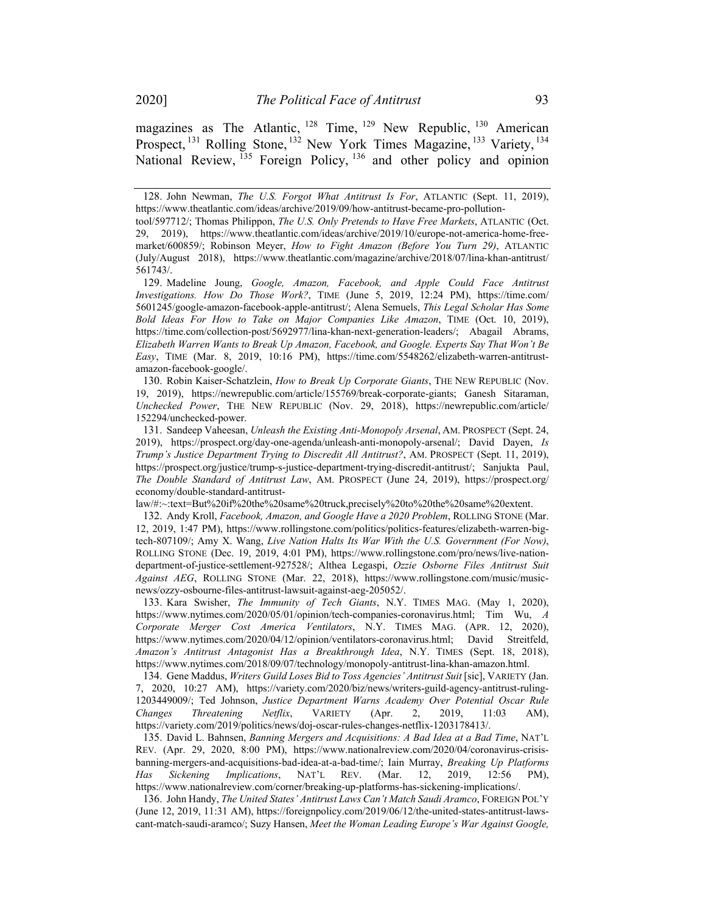magazines as The Atlantic,[128] Time,[129] New Republic,[130] American Prospect,[131] Rolling Stone,[132] New York Times Magazine,[133] Variety,[134] National Review,[135] Foreign Policy,[136] and other policy and opinion

---

128. John Newman, *The U.S. Forgot What Antitrust Is For*, ATLANTIC (Sept. 11, 2019), https://www.theatlantic.com/ideas/archive/2019/09/how-antitrust-became-pro-pollution-tool/597712/; Thomas Philippon, *The U.S. Only Pretends to Have Free Markets*, ATLANTIC (Oct. 29, 2019), https://www.theatlantic.com/ideas/archive/2019/10/europe-not-america-home-free-market/600859/; Robinson Meyer, *How to Fight Amazon (Before You Turn 29)*, ATLANTIC (July/August 2018), https://www.theatlantic.com/magazine/archive/2018/07/lina-khan-antitrust/561743/.

129. Madeline Joung, *Google, Amazon, Facebook, and Apple Could Face Antitrust Investigations. How Do Those Work?*, TIME (June 5, 2019, 12:24 PM), https://time.com/5601245/google-amazon-facebook-apple-antitrust/; Alena Semuels, *This Legal Scholar Has Some Bold Ideas For How to Take on Major Companies Like Amazon*, TIME (Oct. 10, 2019), https://time.com/collection-post/5692977/lina-khan-next-generation-leaders/; Abagail Abrams, *Elizabeth Warren Wants to Break Up Amazon, Facebook, and Google. Experts Say That Won't Be Easy*, TIME (Mar. 8, 2019, 10:16 PM), https://time.com/5548262/elizabeth-warren-antitrust-amazon-facebook-google/.

130. Robin Kaiser-Schatzlein, *How to Break Up Corporate Giants*, THE NEW REPUBLIC (Nov. 19, 2019), https://newrepublic.com/article/155769/break-corporate-giants; Ganesh Sitaraman, *Unchecked Power*, THE NEW REPUBLIC (Nov. 29, 2018), https://newrepublic.com/article/152294/unchecked-power.

131. Sandeep Vaheesan, *Unleash the Existing Anti-Monopoly Arsenal*, AM. PROSPECT (Sept. 24, 2019), https://prospect.org/day-one-agenda/unleash-anti-monopoly-arsenal/; David Dayen, *Is Trump's Justice Department Trying to Discredit All Antitrust?*, AM. PROSPECT (Sept. 11, 2019), https://prospect.org/justice/trump-s-justice-department-trying-discredit-antitrust/; Sanjukta Paul, *The Double Standard of Antitrust Law*, AM. PROSPECT (June 24, 2019), https://prospect.org/economy/double-standard-antitrust-law/#:~:text=But%20if%20the%20same%20truck,precisely%20to%20the%20same%20extent.

132. Andy Kroll, *Facebook, Amazon, and Google Have a 2020 Problem*, ROLLING STONE (Mar. 12, 2019, 1:47 PM), https://www.rollingstone.com/politics/politics-features/elizabeth-warren-big-tech-807109/; Amy X. Wang, *Live Nation Halts Its War With the U.S. Government (For Now)*, ROLLING STONE (Dec. 19, 2019, 4:01 PM), https://www.rollingstone.com/pro/news/live-nation-department-of-justice-settlement-927528/; Althea Legaspi, *Ozzie Osborne Files Antitrust Suit Against AEG*, ROLLING STONE (Mar. 22, 2018), https://www.rollingstone.com/music/music-news/ozzy-osbourne-files-antitrust-lawsuit-against-aeg-205052/.

133. Kara Swisher, *The Immunity of Tech Giants*, N.Y. TIMES MAG. (May 1, 2020), https://www.nytimes.com/2020/05/01/opinion/tech-companies-coronavirus.html; Tim Wu, *A Corporate Merger Cost America Ventilators*, N.Y. TIMES MAG. (APR. 12, 2020), https://www.nytimes.com/2020/04/12/opinion/ventilators-coronavirus.html; David Streitfeld, *Amazon's Antitrust Antagonist Has a Breakthrough Idea*, N.Y. TIMES (Sept. 18, 2018), https://www.nytimes.com/2018/09/07/technology/monopoly-antitrust-lina-khan-amazon.html.

134. Gene Maddus, *Writers Guild Loses Bid to Toss Agencies' Antitrust Suit* [sic], VARIETY (Jan. 7, 2020, 10:27 AM), https://variety.com/2020/biz/news/writers-guild-agency-antitrust-ruling-1203449009/; Ted Johnson, *Justice Department Warns Academy Over Potential Oscar Rule Changes Threatening Netflix*, VARIETY (Apr. 2, 2019, 11:03 AM), https://variety.com/2019/politics/news/doj-oscar-rules-changes-netflix-1203178413/.

135. David L. Bahnsen, *Banning Mergers and Acquisitions: A Bad Idea at a Bad Time*, NAT'L REV. (Apr. 29, 2020, 8:00 PM), https://www.nationalreview.com/2020/04/coronavirus-crisis-banning-mergers-and-acquisitions-bad-idea-at-a-bad-time/; Iain Murray, *Breaking Up Platforms Has Sickening Implications*, NAT'L REV. (Mar. 12, 2019, 12:56 PM), https://www.nationalreview.com/corner/breaking-up-platforms-has-sickening-implications/.

136. John Handy, *The United States' Antitrust Laws Can't Match Saudi Aramco*, FOREIGN POL'Y (June 12, 2019, 11:31 AM), https://foreignpolicy.com/2019/06/12/the-united-states-antitrust-laws-cant-match-saudi-aramco/; Suzy Hansen, *Meet the Woman Leading Europe's War Against Google,*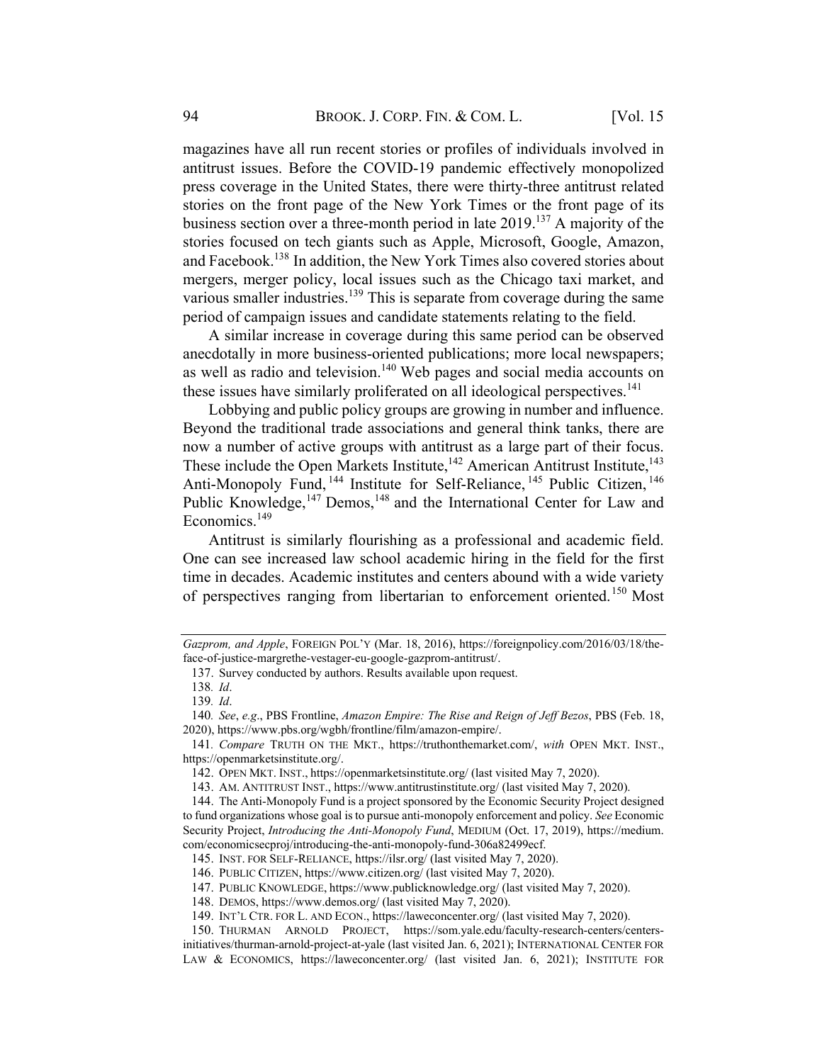magazines have all run recent stories or profiles of individuals involved in antitrust issues. Before the COVID-19 pandemic effectively monopolized press coverage in the United States, there were thirty-three antitrust related stories on the front page of the New York Times or the front page of its business section over a three-month period in late 2019.[137] A majority of the stories focused on tech giants such as Apple, Microsoft, Google, Amazon, and Facebook.[138] In addition, the New York Times also covered stories about mergers, merger policy, local issues such as the Chicago taxi market, and various smaller industries.[139] This is separate from coverage during the same period of campaign issues and candidate statements relating to the field.

A similar increase in coverage during this same period can be observed anecdotally in more business-oriented publications; more local newspapers; as well as radio and television.[140] Web pages and social media accounts on these issues have similarly proliferated on all ideological perspectives.[141]

Lobbying and public policy groups are growing in number and influence. Beyond the traditional trade associations and general think tanks, there are now a number of active groups with antitrust as a large part of their focus. These include the Open Markets Institute,[142] American Antitrust Institute,[143] Anti-Monopoly Fund,[144] Institute for Self-Reliance,[145] Public Citizen,[146] Public Knowledge,[147] Demos,[148] and the International Center for Law and Economics.[149]

Antitrust is similarly flourishing as a professional and academic field. One can see increased law school academic hiring in the field for the first time in decades. Academic institutes and centers abound with a wide variety of perspectives ranging from libertarian to enforcement oriented.[150] Most

---

*Gazprom, and Apple*, FOREIGN POL'Y (Mar. 18, 2016), https://foreignpolicy.com/2016/03/18/the-face-of-justice-margrethe-vestager-eu-google-gazprom-antitrust/.

137. Survey conducted by authors. Results available upon request.

138. *Id*.

139. *Id*.

140. *See*, *e.g*., PBS Frontline, *Amazon Empire: The Rise and Reign of Jeff Bezos*, PBS (Feb. 18, 2020), https://www.pbs.org/wgbh/frontline/film/amazon-empire/.

141. *Compare* TRUTH ON THE MKT., https://truthonthemarket.com/, *with* OPEN MKT. INST., https://openmarketsinstitute.org/.

142. OPEN MKT. INST., https://openmarketsinstitute.org/ (last visited May 7, 2020).

143. AM. ANTITRUST INST., https://www.antitrustinstitute.org/ (last visited May 7, 2020).

144. The Anti-Monopoly Fund is a project sponsored by the Economic Security Project designed to fund organizations whose goal is to pursue anti-monopoly enforcement and policy. *See* Economic Security Project, *Introducing the Anti-Monopoly Fund*, MEDIUM (Oct. 17, 2019), https://medium.com/economicsecproj/introducing-the-anti-monopoly-fund-306a82499ecf.

145. INST. FOR SELF-RELIANCE, https://ilsr.org/ (last visited May 7, 2020).

146. PUBLIC CITIZEN, https://www.citizen.org/ (last visited May 7, 2020).

147. PUBLIC KNOWLEDGE, https://www.publicknowledge.org/ (last visited May 7, 2020).

148. DEMOS, https://www.demos.org/ (last visited May 7, 2020).

149. INT'L CTR. FOR L. AND ECON., https://laweconcenter.org/ (last visited May 7, 2020).

150. THURMAN ARNOLD PROJECT, https://som.yale.edu/faculty-research-centers/centers-initiatives/thurman-arnold-project-at-yale (last visited Jan. 6, 2021); INTERNATIONAL CENTER FOR LAW & ECONOMICS, https://laweconcenter.org/ (last visited Jan. 6, 2021); INSTITUTE FOR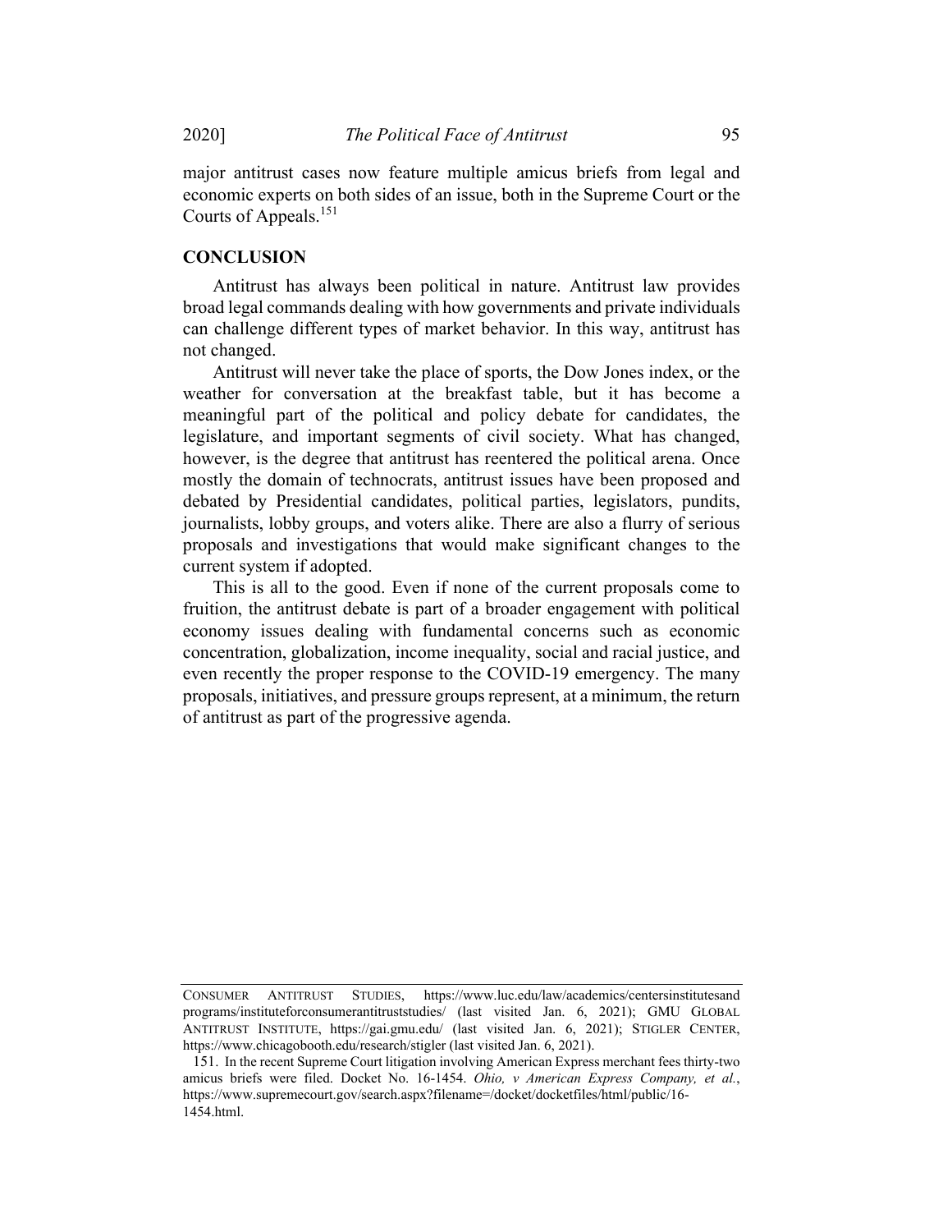major antitrust cases now feature multiple amicus briefs from legal and economic experts on both sides of an issue, both in the Supreme Court or the Courts of Appeals.[151]

## CONCLUSION

Antitrust has always been political in nature. Antitrust law provides broad legal commands dealing with how governments and private individuals can challenge different types of market behavior. In this way, antitrust has not changed.

Antitrust will never take the place of sports, the Dow Jones index, or the weather for conversation at the breakfast table, but it has become a meaningful part of the political and policy debate for candidates, the legislature, and important segments of civil society. What has changed, however, is the degree that antitrust has reentered the political arena. Once mostly the domain of technocrats, antitrust issues have been proposed and debated by Presidential candidates, political parties, legislators, pundits, journalists, lobby groups, and voters alike. There are also a flurry of serious proposals and investigations that would make significant changes to the current system if adopted.

This is all to the good. Even if none of the current proposals come to fruition, the antitrust debate is part of a broader engagement with political economy issues dealing with fundamental concerns such as economic concentration, globalization, income inequality, social and racial justice, and even recently the proper response to the COVID-19 emergency. The many proposals, initiatives, and pressure groups represent, at a minimum, the return of antitrust as part of the progressive agenda.

---

CONSUMER ANTITRUST STUDIES, https://www.luc.edu/law/academics/centersinstitutesandprograms/instituteforconsumerantitruststudies/ (last visited Jan. 6, 2021); GMU GLOBAL ANTITRUST INSTITUTE, https://gai.gmu.edu/ (last visited Jan. 6, 2021); STIGLER CENTER, https://www.chicagobooth.edu/research/stigler (last visited Jan. 6, 2021).

151. In the recent Supreme Court litigation involving American Express merchant fees thirty-two amicus briefs were filed. Docket No. 16-1454. *Ohio, v American Express Company, et al.*, https://www.supremecourt.gov/search.aspx?filename=/docket/docketfiles/html/public/16-1454.html.